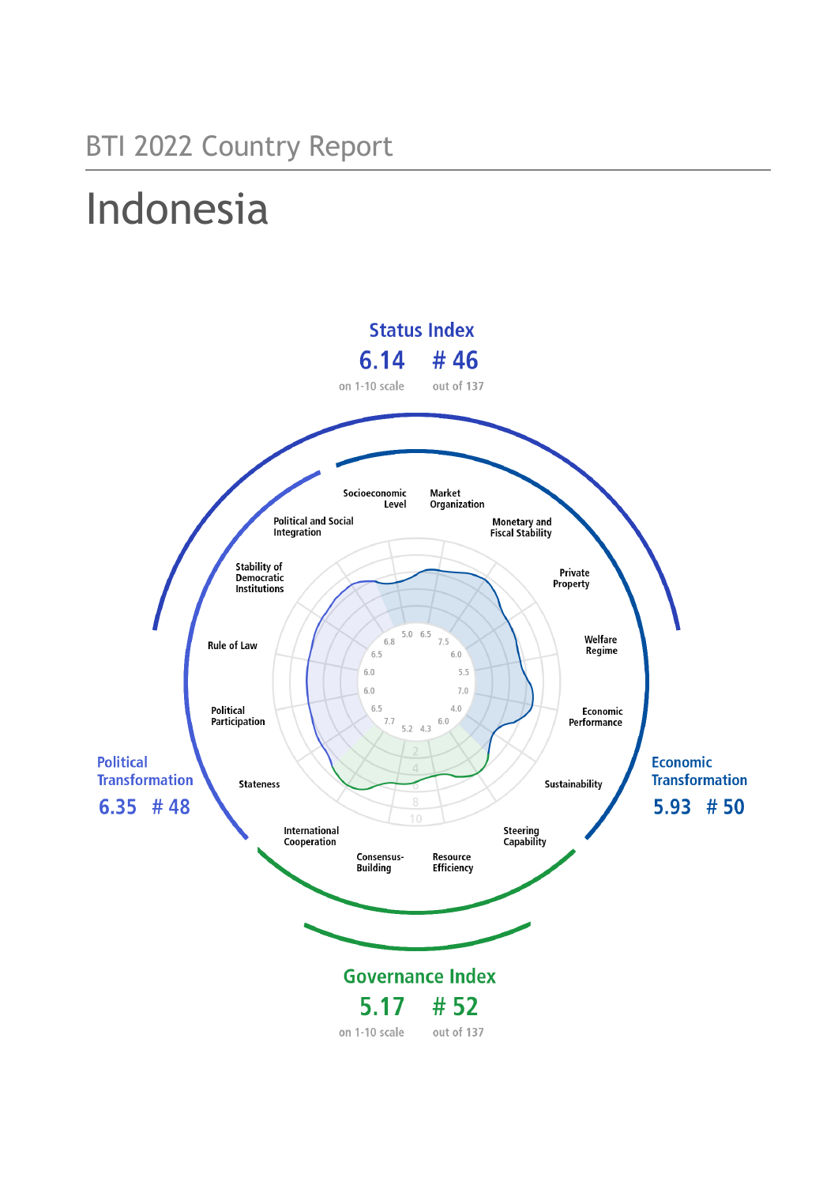BTI 2022 Country Report

# Indonesia

**Status Index**

6.14 # 46

on 1-10 scale out of 137

**Political Transformation**

6.35 # 48

**Economic Transformation**

5.93 # 50

**Governance Index**

5.17 # 52

on 1-10 scale out of 137

| Criterion | Score |
|---|---|
| Stateness | 7.7 |
| Political Participation | 6.5 |
| Rule of Law | 6.0 |
| Stability of Democratic Institutions | 6.0 |
| Political and Social Integration | 6.5 |
| Socioeconomic Level | 5.0 |
| Market Organization | 6.5 |
| Monetary and Fiscal Stability | 7.5 |
| Private Property | 6.0 |
| Welfare Regime | 5.5 |
| Economic Performance | 7.0 |
| Sustainability | 4.0 |
| Steering Capability | 6.0 |
| Resource Efficiency | 4.3 |
| Consensus-Building | 5.2 |
| International Cooperation | 6.8 |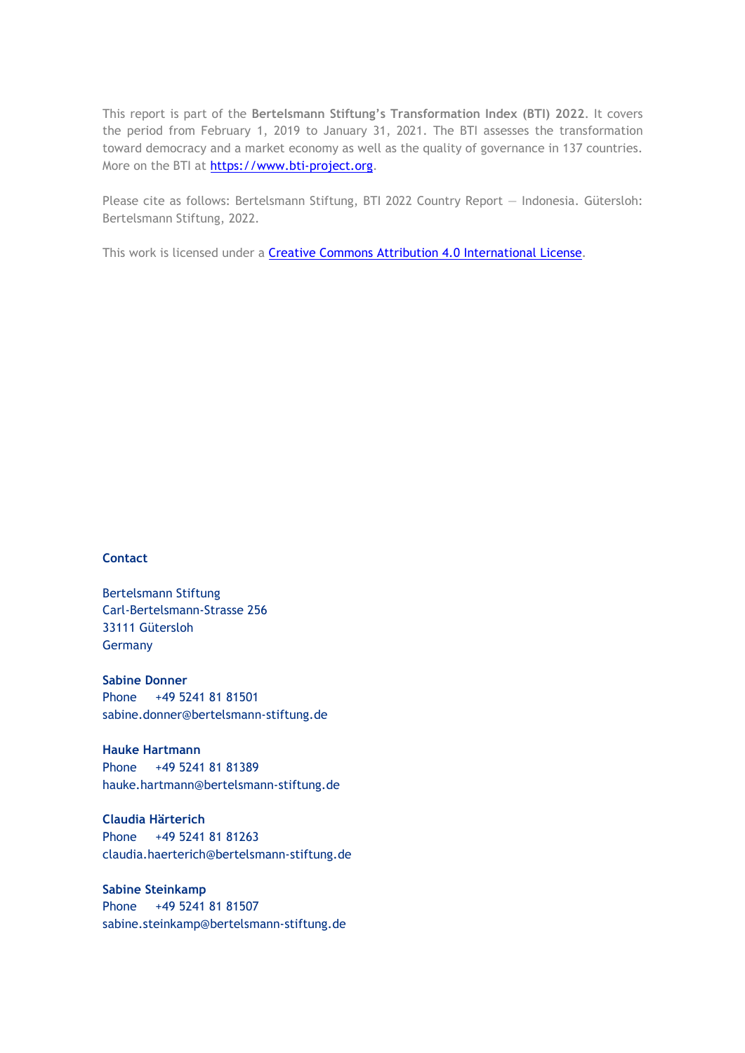This report is part of the **Bertelsmann Stiftung's Transformation Index (BTI) 2022**. It covers the period from February 1, 2019 to January 31, 2021. The BTI assesses the transformation toward democracy and a market economy as well as the quality of governance in 137 countries. More on the BTI at https://www.bti-project.org.

Please cite as follows: Bertelsmann Stiftung, BTI 2022 Country Report — Indonesia. Gütersloh: Bertelsmann Stiftung, 2022.

This work is licensed under a Creative Commons Attribution 4.0 International License.

**Contact**

Bertelsmann Stiftung
Carl-Bertelsmann-Strasse 256
33111 Gütersloh
Germany

**Sabine Donner**
Phone +49 5241 81 81501
sabine.donner@bertelsmann-stiftung.de

**Hauke Hartmann**
Phone +49 5241 81 81389
hauke.hartmann@bertelsmann-stiftung.de

**Claudia Härterich**
Phone +49 5241 81 81263
claudia.haerterich@bertelsmann-stiftung.de

**Sabine Steinkamp**
Phone +49 5241 81 81507
sabine.steinkamp@bertelsmann-stiftung.de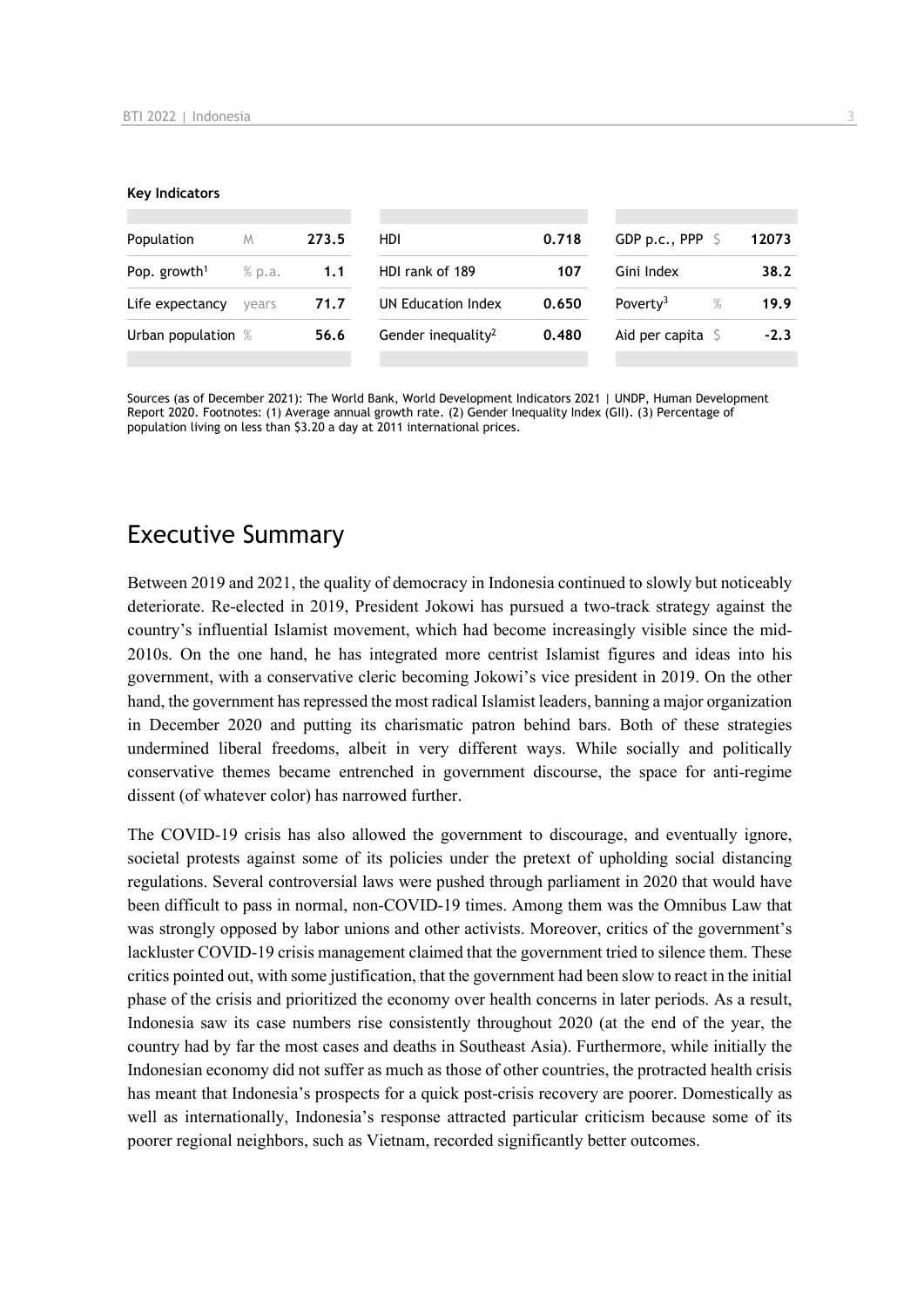**Key Indicators**

| Population | M | 273.5 | HDI | 0.718 | GDP p.c., PPP | $ | 12073 |
|---|---|---|---|---|---|---|---|
| Pop. growth[1] | % p.a. | 1.1 | HDI rank of 189 | 107 | Gini Index | | 38.2 |
| Life expectancy | years | 71.7 | UN Education Index | 0.650 | Poverty[3] | % | 19.9 |
| Urban population | % | 56.6 | Gender inequality[2] | 0.480 | Aid per capita | $ | -2.3 |

Sources (as of December 2021): The World Bank, World Development Indicators 2021 | UNDP, Human Development Report 2020. Footnotes: (1) Average annual growth rate. (2) Gender Inequality Index (GII). (3) Percentage of population living on less than $3.20 a day at 2011 international prices.

# Executive Summary

Between 2019 and 2021, the quality of democracy in Indonesia continued to slowly but noticeably deteriorate. Re-elected in 2019, President Jokowi has pursued a two-track strategy against the country's influential Islamist movement, which had become increasingly visible since the mid-2010s. On the one hand, he has integrated more centrist Islamist figures and ideas into his government, with a conservative cleric becoming Jokowi's vice president in 2019. On the other hand, the government has repressed the most radical Islamist leaders, banning a major organization in December 2020 and putting its charismatic patron behind bars. Both of these strategies undermined liberal freedoms, albeit in very different ways. While socially and politically conservative themes became entrenched in government discourse, the space for anti-regime dissent (of whatever color) has narrowed further.

The COVID-19 crisis has also allowed the government to discourage, and eventually ignore, societal protests against some of its policies under the pretext of upholding social distancing regulations. Several controversial laws were pushed through parliament in 2020 that would have been difficult to pass in normal, non-COVID-19 times. Among them was the Omnibus Law that was strongly opposed by labor unions and other activists. Moreover, critics of the government's lackluster COVID-19 crisis management claimed that the government tried to silence them. These critics pointed out, with some justification, that the government had been slow to react in the initial phase of the crisis and prioritized the economy over health concerns in later periods. As a result, Indonesia saw its case numbers rise consistently throughout 2020 (at the end of the year, the country had by far the most cases and deaths in Southeast Asia). Furthermore, while initially the Indonesian economy did not suffer as much as those of other countries, the protracted health crisis has meant that Indonesia's prospects for a quick post-crisis recovery are poorer. Domestically as well as internationally, Indonesia's response attracted particular criticism because some of its poorer regional neighbors, such as Vietnam, recorded significantly better outcomes.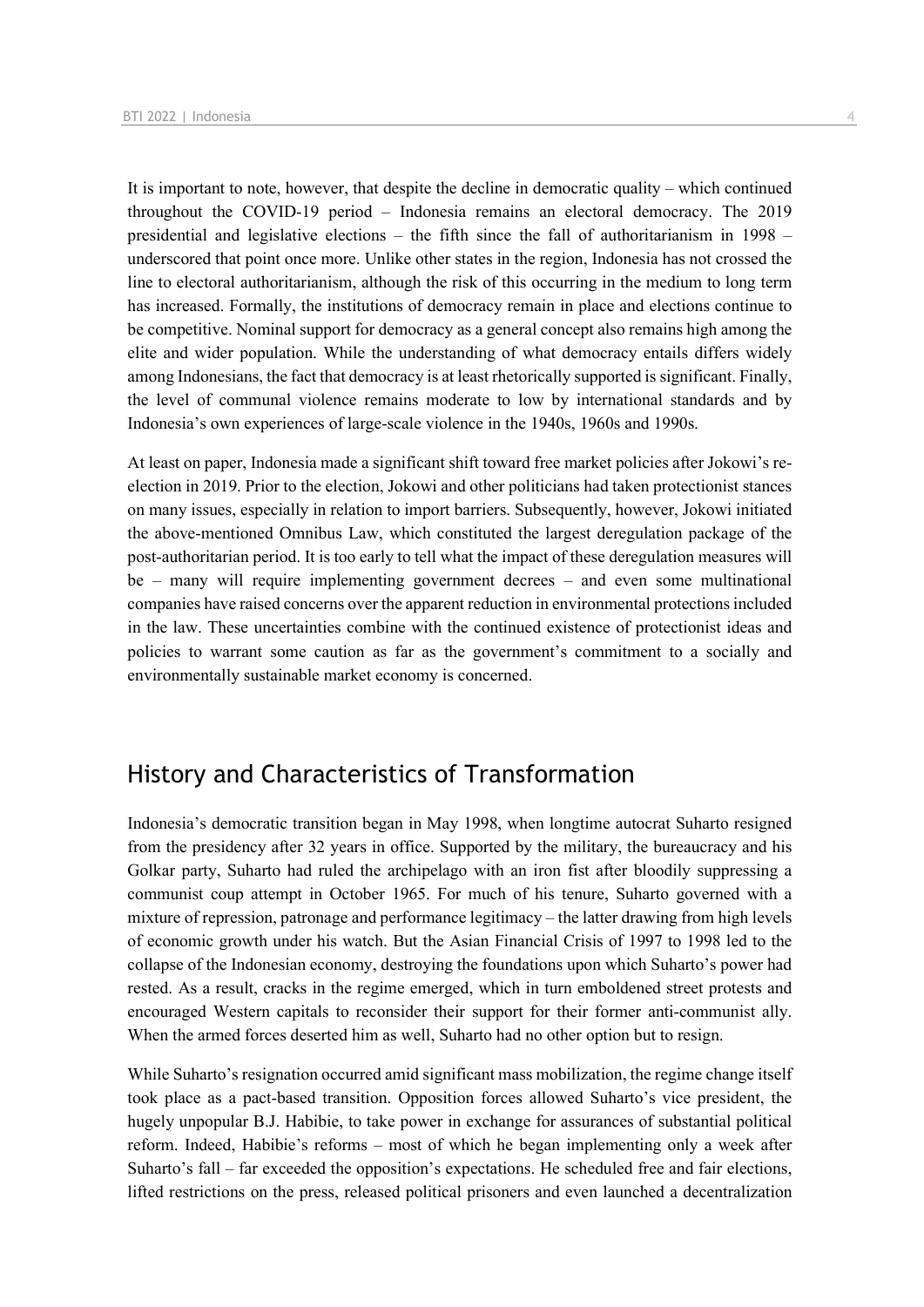It is important to note, however, that despite the decline in democratic quality – which continued throughout the COVID-19 period – Indonesia remains an electoral democracy. The 2019 presidential and legislative elections – the fifth since the fall of authoritarianism in 1998 – underscored that point once more. Unlike other states in the region, Indonesia has not crossed the line to electoral authoritarianism, although the risk of this occurring in the medium to long term has increased. Formally, the institutions of democracy remain in place and elections continue to be competitive. Nominal support for democracy as a general concept also remains high among the elite and wider population. While the understanding of what democracy entails differs widely among Indonesians, the fact that democracy is at least rhetorically supported is significant. Finally, the level of communal violence remains moderate to low by international standards and by Indonesia's own experiences of large-scale violence in the 1940s, 1960s and 1990s.

At least on paper, Indonesia made a significant shift toward free market policies after Jokowi's re-election in 2019. Prior to the election, Jokowi and other politicians had taken protectionist stances on many issues, especially in relation to import barriers. Subsequently, however, Jokowi initiated the above-mentioned Omnibus Law, which constituted the largest deregulation package of the post-authoritarian period. It is too early to tell what the impact of these deregulation measures will be – many will require implementing government decrees – and even some multinational companies have raised concerns over the apparent reduction in environmental protections included in the law. These uncertainties combine with the continued existence of protectionist ideas and policies to warrant some caution as far as the government's commitment to a socially and environmentally sustainable market economy is concerned.

## History and Characteristics of Transformation

Indonesia's democratic transition began in May 1998, when longtime autocrat Suharto resigned from the presidency after 32 years in office. Supported by the military, the bureaucracy and his Golkar party, Suharto had ruled the archipelago with an iron fist after bloodily suppressing a communist coup attempt in October 1965. For much of his tenure, Suharto governed with a mixture of repression, patronage and performance legitimacy – the latter drawing from high levels of economic growth under his watch. But the Asian Financial Crisis of 1997 to 1998 led to the collapse of the Indonesian economy, destroying the foundations upon which Suharto's power had rested. As a result, cracks in the regime emerged, which in turn emboldened street protests and encouraged Western capitals to reconsider their support for their former anti-communist ally. When the armed forces deserted him as well, Suharto had no other option but to resign.

While Suharto's resignation occurred amid significant mass mobilization, the regime change itself took place as a pact-based transition. Opposition forces allowed Suharto's vice president, the hugely unpopular B.J. Habibie, to take power in exchange for assurances of substantial political reform. Indeed, Habibie's reforms – most of which he began implementing only a week after Suharto's fall – far exceeded the opposition's expectations. He scheduled free and fair elections, lifted restrictions on the press, released political prisoners and even launched a decentralization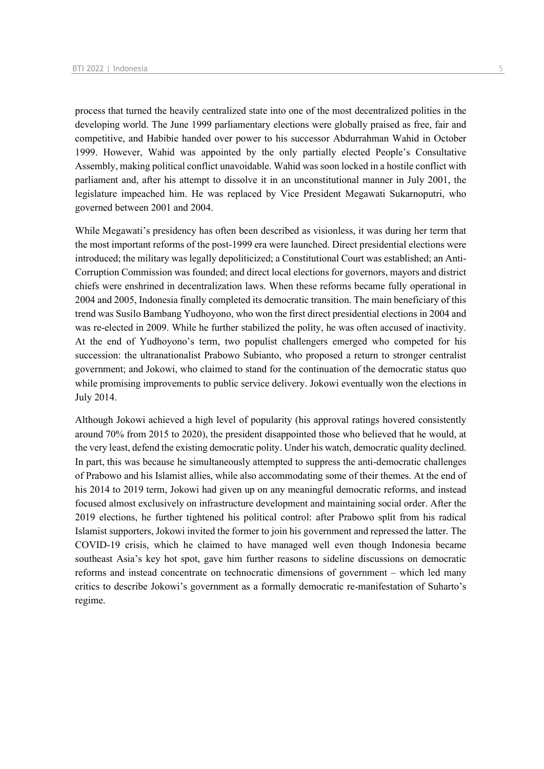process that turned the heavily centralized state into one of the most decentralized polities in the developing world. The June 1999 parliamentary elections were globally praised as free, fair and competitive, and Habibie handed over power to his successor Abdurrahman Wahid in October 1999. However, Wahid was appointed by the only partially elected People's Consultative Assembly, making political conflict unavoidable. Wahid was soon locked in a hostile conflict with parliament and, after his attempt to dissolve it in an unconstitutional manner in July 2001, the legislature impeached him. He was replaced by Vice President Megawati Sukarnoputri, who governed between 2001 and 2004.

While Megawati's presidency has often been described as visionless, it was during her term that the most important reforms of the post-1999 era were launched. Direct presidential elections were introduced; the military was legally depoliticized; a Constitutional Court was established; an Anti-Corruption Commission was founded; and direct local elections for governors, mayors and district chiefs were enshrined in decentralization laws. When these reforms became fully operational in 2004 and 2005, Indonesia finally completed its democratic transition. The main beneficiary of this trend was Susilo Bambang Yudhoyono, who won the first direct presidential elections in 2004 and was re-elected in 2009. While he further stabilized the polity, he was often accused of inactivity. At the end of Yudhoyono's term, two populist challengers emerged who competed for his succession: the ultranationalist Prabowo Subianto, who proposed a return to stronger centralist government; and Jokowi, who claimed to stand for the continuation of the democratic status quo while promising improvements to public service delivery. Jokowi eventually won the elections in July 2014.

Although Jokowi achieved a high level of popularity (his approval ratings hovered consistently around 70% from 2015 to 2020), the president disappointed those who believed that he would, at the very least, defend the existing democratic polity. Under his watch, democratic quality declined. In part, this was because he simultaneously attempted to suppress the anti-democratic challenges of Prabowo and his Islamist allies, while also accommodating some of their themes. At the end of his 2014 to 2019 term, Jokowi had given up on any meaningful democratic reforms, and instead focused almost exclusively on infrastructure development and maintaining social order. After the 2019 elections, he further tightened his political control: after Prabowo split from his radical Islamist supporters, Jokowi invited the former to join his government and repressed the latter. The COVID-19 crisis, which he claimed to have managed well even though Indonesia became southeast Asia's key hot spot, gave him further reasons to sideline discussions on democratic reforms and instead concentrate on technocratic dimensions of government – which led many critics to describe Jokowi's government as a formally democratic re-manifestation of Suharto's regime.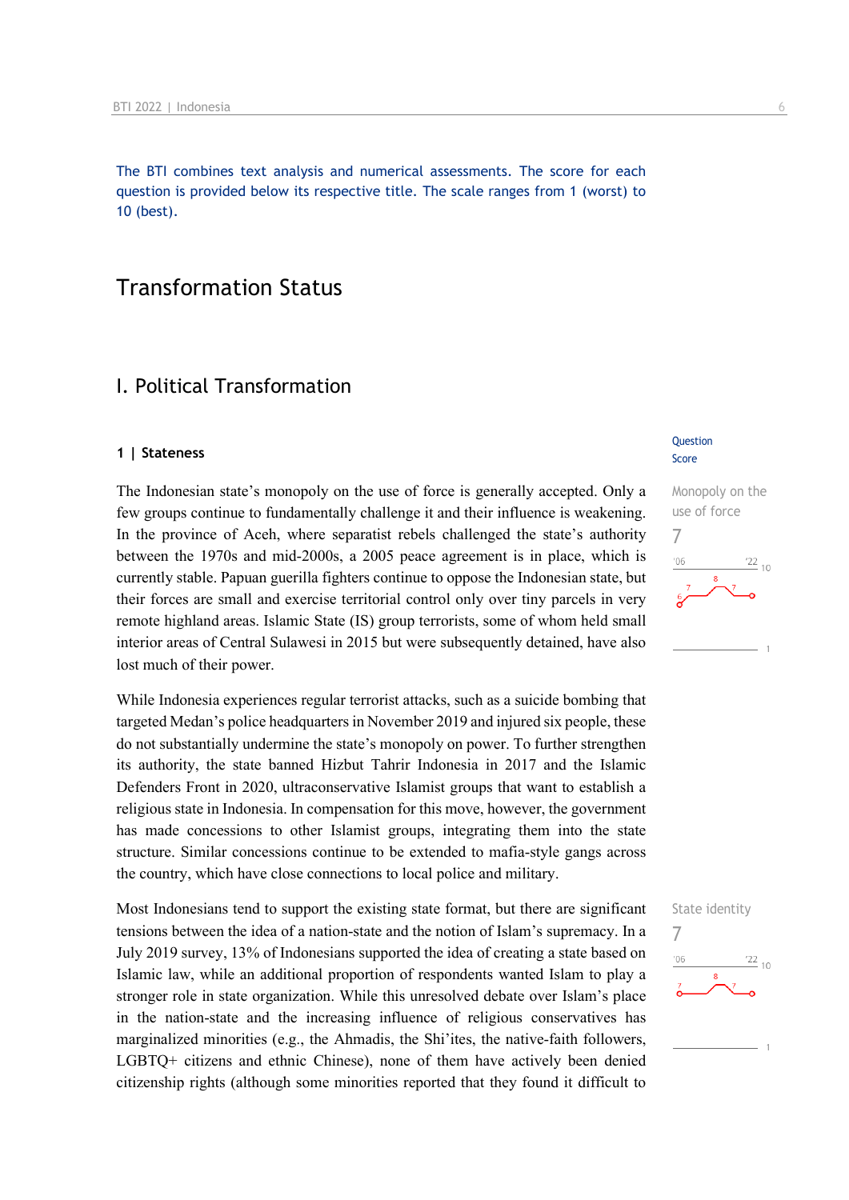The BTI combines text analysis and numerical assessments. The score for each question is provided below its respective title. The scale ranges from 1 (worst) to 10 (best).

# Transformation Status

## I. Political Transformation

### 1 | Stateness

Question Score

**Monopoly on the use of force**
7

The Indonesian state's monopoly on the use of force is generally accepted. Only a few groups continue to fundamentally challenge it and their influence is weakening. In the province of Aceh, where separatist rebels challenged the state's authority between the 1970s and mid-2000s, a 2005 peace agreement is in place, which is currently stable. Papuan guerilla fighters continue to oppose the Indonesian state, but their forces are small and exercise territorial control only over tiny parcels in very remote highland areas. Islamic State (IS) group terrorists, some of whom held small interior areas of Central Sulawesi in 2015 but were subsequently detained, have also lost much of their power.

While Indonesia experiences regular terrorist attacks, such as a suicide bombing that targeted Medan's police headquarters in November 2019 and injured six people, these do not substantially undermine the state's monopoly on power. To further strengthen its authority, the state banned Hizbut Tahrir Indonesia in 2017 and the Islamic Defenders Front in 2020, ultraconservative Islamist groups that want to establish a religious state in Indonesia. In compensation for this move, however, the government has made concessions to other Islamist groups, integrating them into the state structure. Similar concessions continue to be extended to mafia-style gangs across the country, which have close connections to local police and military.

**State identity**
7

Most Indonesians tend to support the existing state format, but there are significant tensions between the idea of a nation-state and the notion of Islam's supremacy. In a July 2019 survey, 13% of Indonesians supported the idea of creating a state based on Islamic law, while an additional proportion of respondents wanted Islam to play a stronger role in state organization. While this unresolved debate over Islam's place in the nation-state and the increasing influence of religious conservatives has marginalized minorities (e.g., the Ahmadis, the Shi'ites, the native-faith followers, LGBTQ+ citizens and ethnic Chinese), none of them have actively been denied citizenship rights (although some minorities reported that they found it difficult to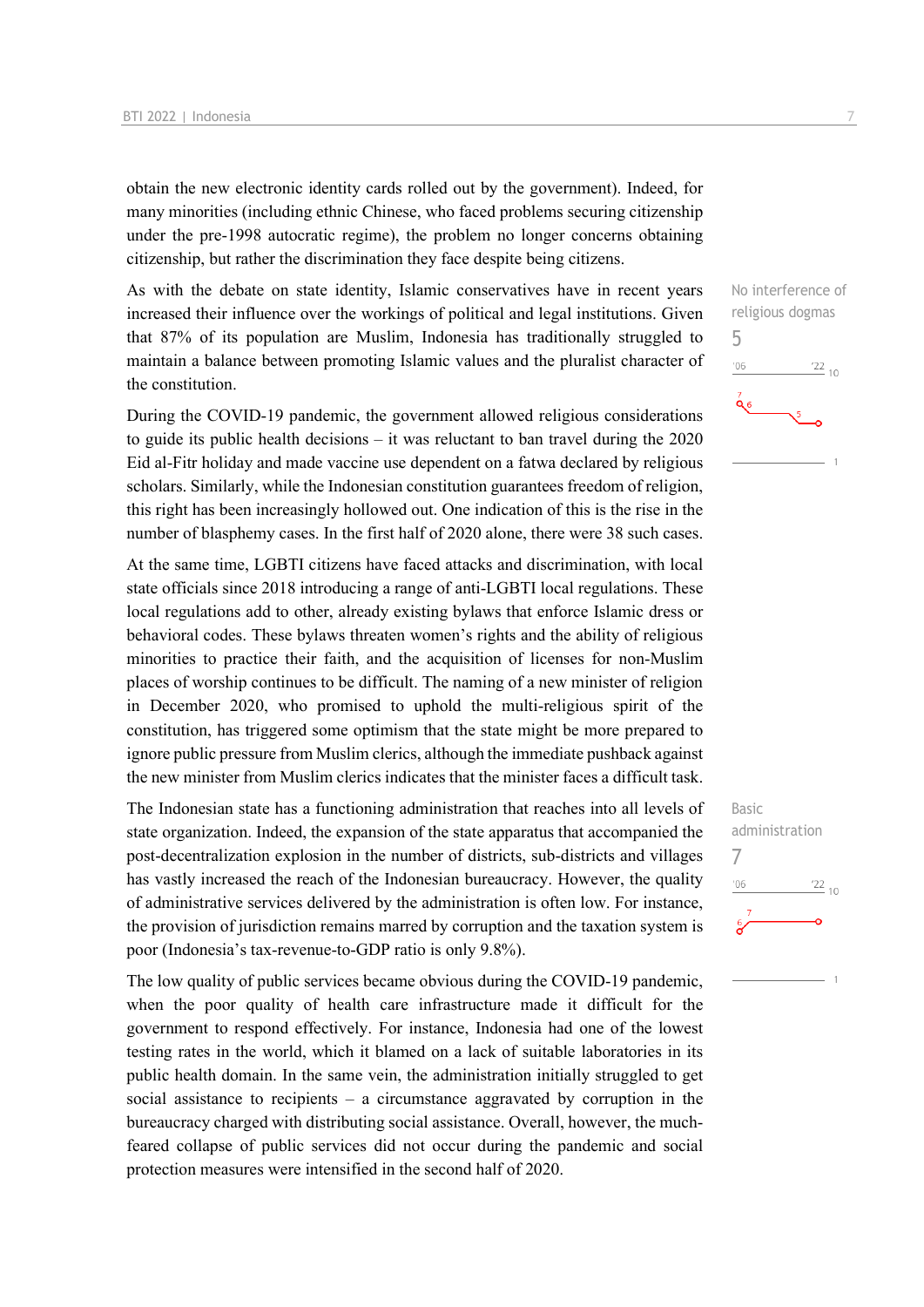obtain the new electronic identity cards rolled out by the government). Indeed, for many minorities (including ethnic Chinese, who faced problems securing citizenship under the pre-1998 autocratic regime), the problem no longer concerns obtaining citizenship, but rather the discrimination they face despite being citizens.

No interference of religious dogmas
5

As with the debate on state identity, Islamic conservatives have in recent years increased their influence over the workings of political and legal institutions. Given that 87% of its population are Muslim, Indonesia has traditionally struggled to maintain a balance between promoting Islamic values and the pluralist character of the constitution.

During the COVID-19 pandemic, the government allowed religious considerations to guide its public health decisions – it was reluctant to ban travel during the 2020 Eid al-Fitr holiday and made vaccine use dependent on a fatwa declared by religious scholars. Similarly, while the Indonesian constitution guarantees freedom of religion, this right has been increasingly hollowed out. One indication of this is the rise in the number of blasphemy cases. In the first half of 2020 alone, there were 38 such cases.

At the same time, LGBTI citizens have faced attacks and discrimination, with local state officials since 2018 introducing a range of anti-LGBTI local regulations. These local regulations add to other, already existing bylaws that enforce Islamic dress or behavioral codes. These bylaws threaten women's rights and the ability of religious minorities to practice their faith, and the acquisition of licenses for non-Muslim places of worship continues to be difficult. The naming of a new minister of religion in December 2020, who promised to uphold the multi-religious spirit of the constitution, has triggered some optimism that the state might be more prepared to ignore public pressure from Muslim clerics, although the immediate pushback against the new minister from Muslim clerics indicates that the minister faces a difficult task.

Basic administration
7

The Indonesian state has a functioning administration that reaches into all levels of state organization. Indeed, the expansion of the state apparatus that accompanied the post-decentralization explosion in the number of districts, sub-districts and villages has vastly increased the reach of the Indonesian bureaucracy. However, the quality of administrative services delivered by the administration is often low. For instance, the provision of jurisdiction remains marred by corruption and the taxation system is poor (Indonesia's tax-revenue-to-GDP ratio is only 9.8%).

The low quality of public services became obvious during the COVID-19 pandemic, when the poor quality of health care infrastructure made it difficult for the government to respond effectively. For instance, Indonesia had one of the lowest testing rates in the world, which it blamed on a lack of suitable laboratories in its public health domain. In the same vein, the administration initially struggled to get social assistance to recipients – a circumstance aggravated by corruption in the bureaucracy charged with distributing social assistance. Overall, however, the much-feared collapse of public services did not occur during the pandemic and social protection measures were intensified in the second half of 2020.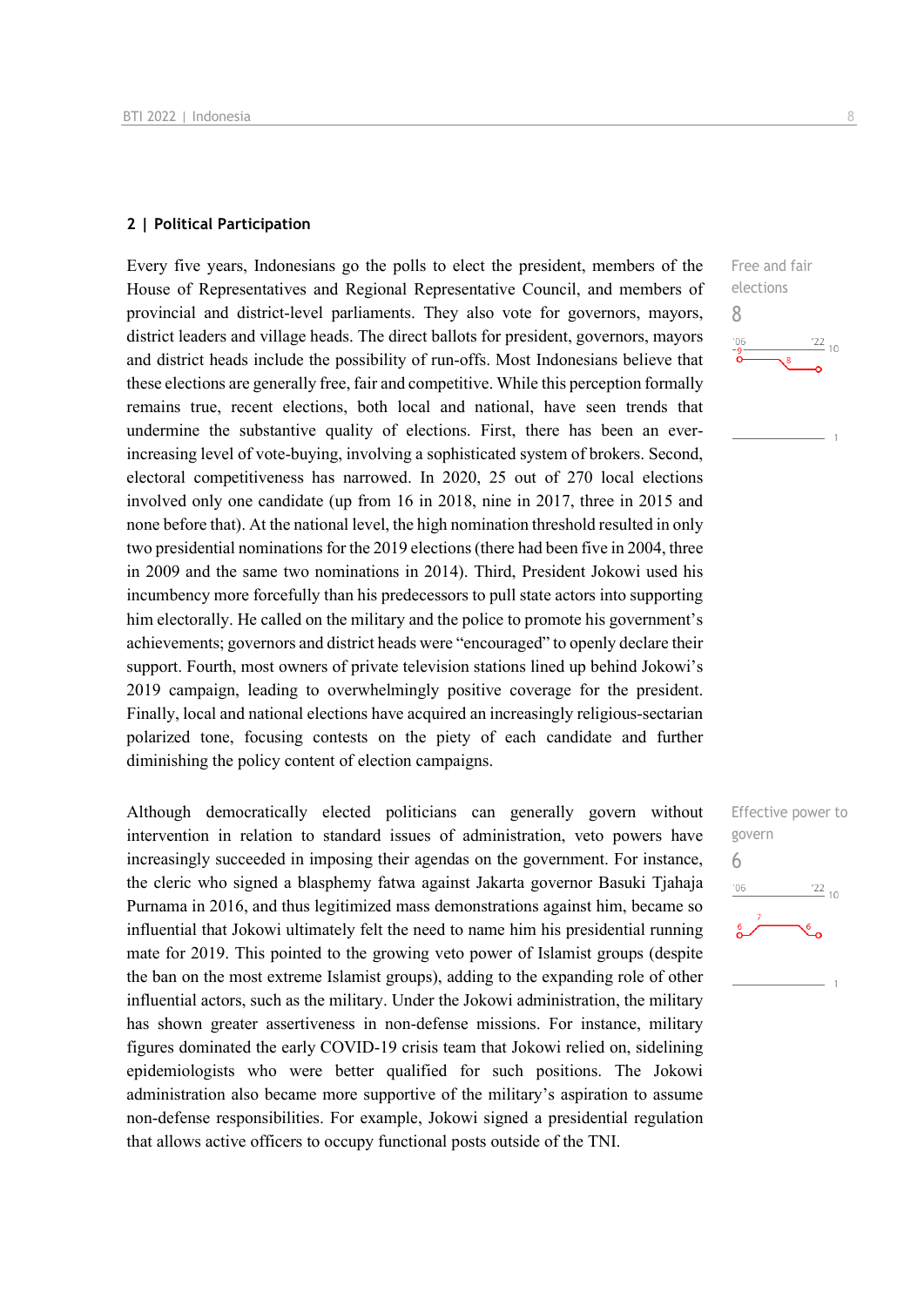## 2 | Political Participation

Every five years, Indonesians go the polls to elect the president, members of the House of Representatives and Regional Representative Council, and members of provincial and district-level parliaments. They also vote for governors, mayors, district leaders and village heads. The direct ballots for president, governors, mayors and district heads include the possibility of run-offs. Most Indonesians believe that these elections are generally free, fair and competitive. While this perception formally remains true, recent elections, both local and national, have seen trends that undermine the substantive quality of elections. First, there has been an ever-increasing level of vote-buying, involving a sophisticated system of brokers. Second, electoral competitiveness has narrowed. In 2020, 25 out of 270 local elections involved only one candidate (up from 16 in 2018, nine in 2017, three in 2015 and none before that). At the national level, the high nomination threshold resulted in only two presidential nominations for the 2019 elections (there had been five in 2004, three in 2009 and the same two nominations in 2014). Third, President Jokowi used his incumbency more forcefully than his predecessors to pull state actors into supporting him electorally. He called on the military and the police to promote his government's achievements; governors and district heads were "encouraged" to openly declare their support. Fourth, most owners of private television stations lined up behind Jokowi's 2019 campaign, leading to overwhelmingly positive coverage for the president. Finally, local and national elections have acquired an increasingly religious-sectarian polarized tone, focusing contests on the piety of each candidate and further diminishing the policy content of election campaigns.

Free and fair elections
8

Although democratically elected politicians can generally govern without intervention in relation to standard issues of administration, veto powers have increasingly succeeded in imposing their agendas on the government. For instance, the cleric who signed a blasphemy fatwa against Jakarta governor Basuki Tjahaja Purnama in 2016, and thus legitimized mass demonstrations against him, became so influential that Jokowi ultimately felt the need to name him his presidential running mate for 2019. This pointed to the growing veto power of Islamist groups (despite the ban on the most extreme Islamist groups), adding to the expanding role of other influential actors, such as the military. Under the Jokowi administration, the military has shown greater assertiveness in non-defense missions. For instance, military figures dominated the early COVID-19 crisis team that Jokowi relied on, sidelining epidemiologists who were better qualified for such positions. The Jokowi administration also became more supportive of the military's aspiration to assume non-defense responsibilities. For example, Jokowi signed a presidential regulation that allows active officers to occupy functional posts outside of the TNI.

Effective power to govern
6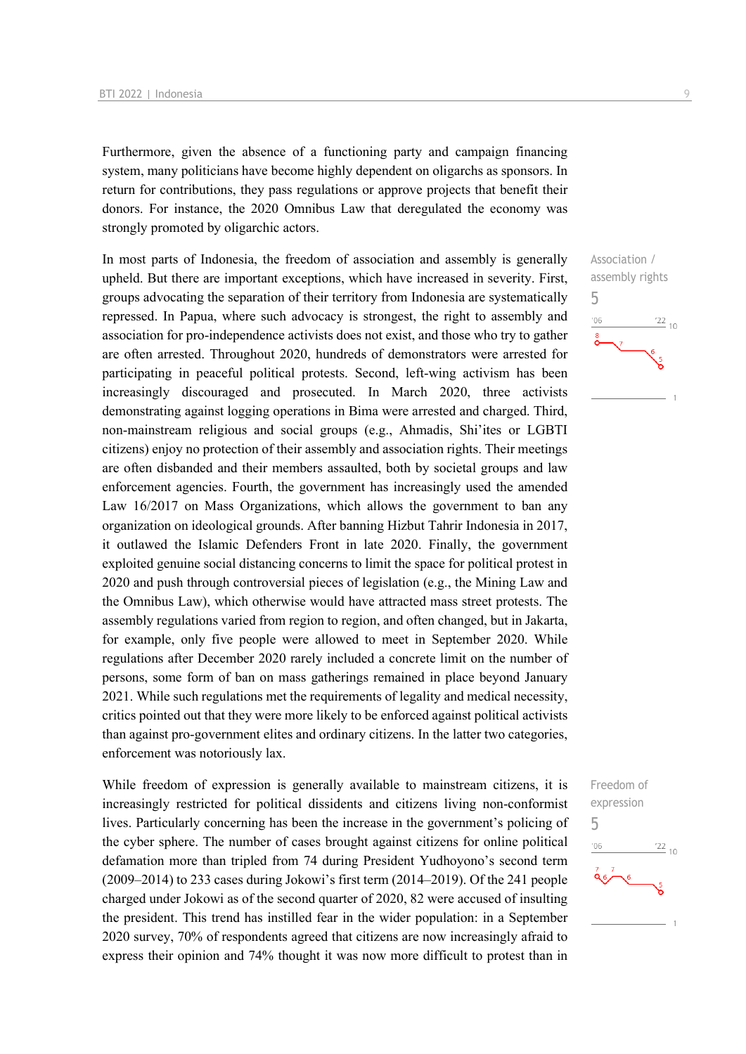Furthermore, given the absence of a functioning party and campaign financing system, many politicians have become highly dependent on oligarchs as sponsors. In return for contributions, they pass regulations or approve projects that benefit their donors. For instance, the 2020 Omnibus Law that deregulated the economy was strongly promoted by oligarchic actors.

Association / assembly rights
5

In most parts of Indonesia, the freedom of association and assembly is generally upheld. But there are important exceptions, which have increased in severity. First, groups advocating the separation of their territory from Indonesia are systematically repressed. In Papua, where such advocacy is strongest, the right to assembly and association for pro-independence activists does not exist, and those who try to gather are often arrested. Throughout 2020, hundreds of demonstrators were arrested for participating in peaceful political protests. Second, left-wing activism has been increasingly discouraged and prosecuted. In March 2020, three activists demonstrating against logging operations in Bima were arrested and charged. Third, non-mainstream religious and social groups (e.g., Ahmadis, Shi'ites or LGBTI citizens) enjoy no protection of their assembly and association rights. Their meetings are often disbanded and their members assaulted, both by societal groups and law enforcement agencies. Fourth, the government has increasingly used the amended Law 16/2017 on Mass Organizations, which allows the government to ban any organization on ideological grounds. After banning Hizbut Tahrir Indonesia in 2017, it outlawed the Islamic Defenders Front in late 2020. Finally, the government exploited genuine social distancing concerns to limit the space for political protest in 2020 and push through controversial pieces of legislation (e.g., the Mining Law and the Omnibus Law), which otherwise would have attracted mass street protests. The assembly regulations varied from region to region, and often changed, but in Jakarta, for example, only five people were allowed to meet in September 2020. While regulations after December 2020 rarely included a concrete limit on the number of persons, some form of ban on mass gatherings remained in place beyond January 2021. While such regulations met the requirements of legality and medical necessity, critics pointed out that they were more likely to be enforced against political activists than against pro-government elites and ordinary citizens. In the latter two categories, enforcement was notoriously lax.

Freedom of expression
5

While freedom of expression is generally available to mainstream citizens, it is increasingly restricted for political dissidents and citizens living non-conformist lives. Particularly concerning has been the increase in the government's policing of the cyber sphere. The number of cases brought against citizens for online political defamation more than tripled from 74 during President Yudhoyono's second term (2009–2014) to 233 cases during Jokowi's first term (2014–2019). Of the 241 people charged under Jokowi as of the second quarter of 2020, 82 were accused of insulting the president. This trend has instilled fear in the wider population: in a September 2020 survey, 70% of respondents agreed that citizens are now increasingly afraid to express their opinion and 74% thought it was now more difficult to protest than in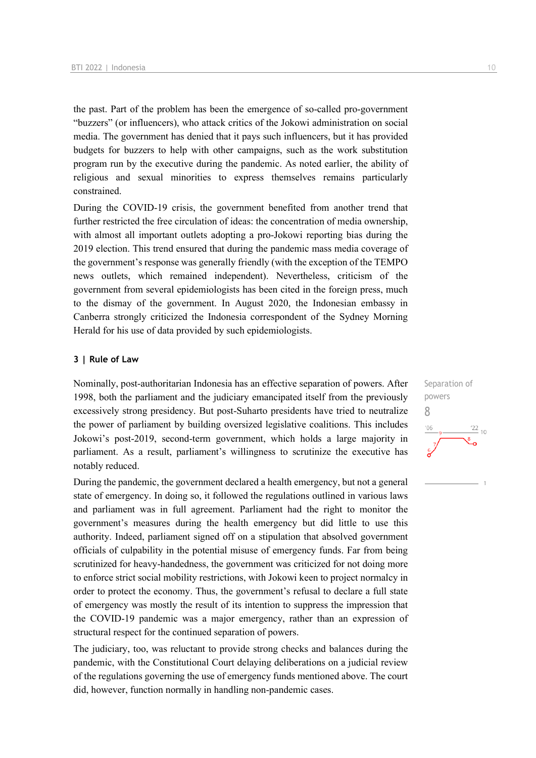the past. Part of the problem has been the emergence of so-called pro-government "buzzers" (or influencers), who attack critics of the Jokowi administration on social media. The government has denied that it pays such influencers, but it has provided budgets for buzzers to help with other campaigns, such as the work substitution program run by the executive during the pandemic. As noted earlier, the ability of religious and sexual minorities to express themselves remains particularly constrained.

During the COVID-19 crisis, the government benefited from another trend that further restricted the free circulation of ideas: the concentration of media ownership, with almost all important outlets adopting a pro-Jokowi reporting bias during the 2019 election. This trend ensured that during the pandemic mass media coverage of the government's response was generally friendly (with the exception of the TEMPO news outlets, which remained independent). Nevertheless, criticism of the government from several epidemiologists has been cited in the foreign press, much to the dismay of the government. In August 2020, the Indonesian embassy in Canberra strongly criticized the Indonesia correspondent of the Sydney Morning Herald for his use of data provided by such epidemiologists.

### 3 | Rule of Law

Separation of powers

8

Nominally, post-authoritarian Indonesia has an effective separation of powers. After 1998, both the parliament and the judiciary emancipated itself from the previously excessively strong presidency. But post-Suharto presidents have tried to neutralize the power of parliament by building oversized legislative coalitions. This includes Jokowi's post-2019, second-term government, which holds a large majority in parliament. As a result, parliament's willingness to scrutinize the executive has notably reduced.

During the pandemic, the government declared a health emergency, but not a general state of emergency. In doing so, it followed the regulations outlined in various laws and parliament was in full agreement. Parliament had the right to monitor the government's measures during the health emergency but did little to use this authority. Indeed, parliament signed off on a stipulation that absolved government officials of culpability in the potential misuse of emergency funds. Far from being scrutinized for heavy-handedness, the government was criticized for not doing more to enforce strict social mobility restrictions, with Jokowi keen to project normalcy in order to protect the economy. Thus, the government's refusal to declare a full state of emergency was mostly the result of its intention to suppress the impression that the COVID-19 pandemic was a major emergency, rather than an expression of structural respect for the continued separation of powers.

The judiciary, too, was reluctant to provide strong checks and balances during the pandemic, with the Constitutional Court delaying deliberations on a judicial review of the regulations governing the use of emergency funds mentioned above. The court did, however, function normally in handling non-pandemic cases.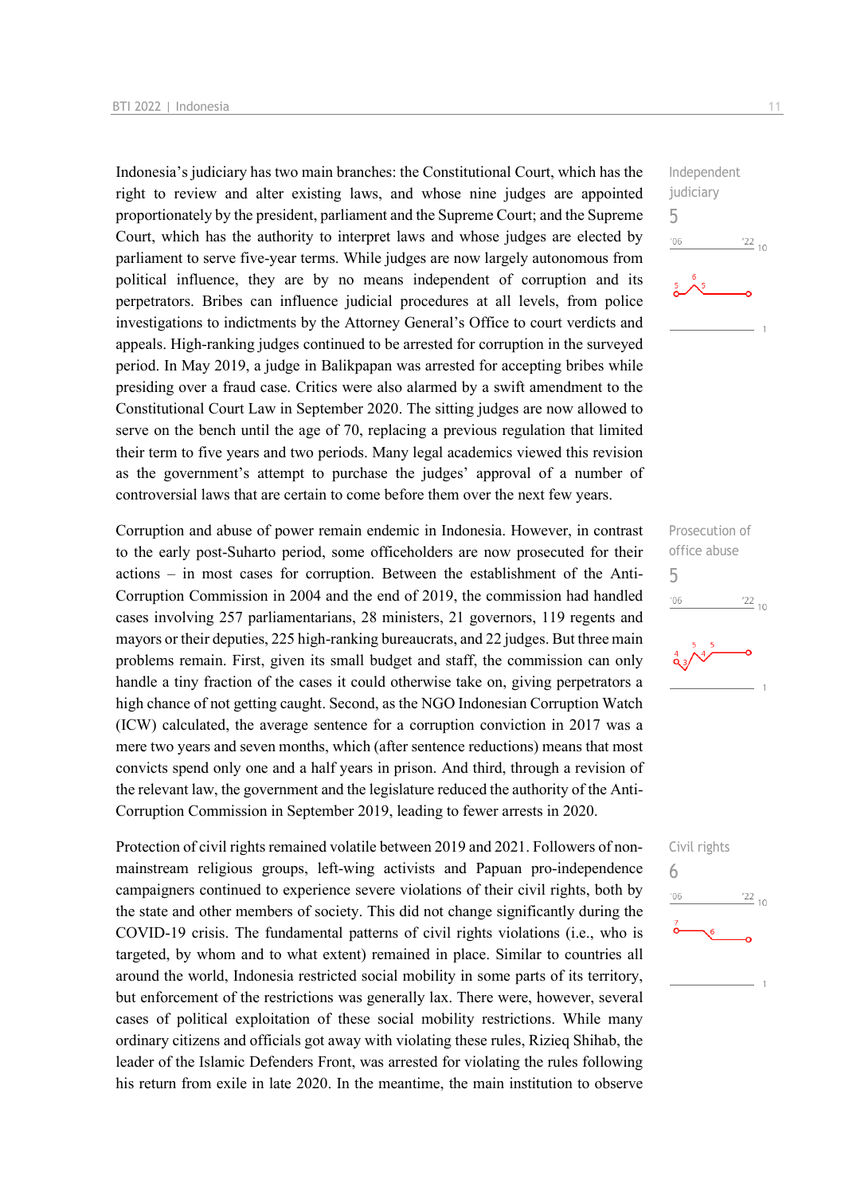Indonesia's judiciary has two main branches: the Constitutional Court, which has the right to review and alter existing laws, and whose nine judges are appointed proportionately by the president, parliament and the Supreme Court; and the Supreme Court, which has the authority to interpret laws and whose judges are elected by parliament to serve five-year terms. While judges are now largely autonomous from political influence, they are by no means independent of corruption and its perpetrators. Bribes can influence judicial procedures at all levels, from police investigations to indictments by the Attorney General's Office to court verdicts and appeals. High-ranking judges continued to be arrested for corruption in the surveyed period. In May 2019, a judge in Balikpapan was arrested for accepting bribes while presiding over a fraud case. Critics were also alarmed by a swift amendment to the Constitutional Court Law in September 2020. The sitting judges are now allowed to serve on the bench until the age of 70, replacing a previous regulation that limited their term to five years and two periods. Many legal academics viewed this revision as the government's attempt to purchase the judges' approval of a number of controversial laws that are certain to come before them over the next few years.

Independent judiciary
5

Corruption and abuse of power remain endemic in Indonesia. However, in contrast to the early post-Suharto period, some officeholders are now prosecuted for their actions – in most cases for corruption. Between the establishment of the Anti-Corruption Commission in 2004 and the end of 2019, the commission had handled cases involving 257 parliamentarians, 28 ministers, 21 governors, 119 regents and mayors or their deputies, 225 high-ranking bureaucrats, and 22 judges. But three main problems remain. First, given its small budget and staff, the commission can only handle a tiny fraction of the cases it could otherwise take on, giving perpetrators a high chance of not getting caught. Second, as the NGO Indonesian Corruption Watch (ICW) calculated, the average sentence for a corruption conviction in 2017 was a mere two years and seven months, which (after sentence reductions) means that most convicts spend only one and a half years in prison. And third, through a revision of the relevant law, the government and the legislature reduced the authority of the Anti-Corruption Commission in September 2019, leading to fewer arrests in 2020.

Prosecution of office abuse
5

Protection of civil rights remained volatile between 2019 and 2021. Followers of non-mainstream religious groups, left-wing activists and Papuan pro-independence campaigners continued to experience severe violations of their civil rights, both by the state and other members of society. This did not change significantly during the COVID-19 crisis. The fundamental patterns of civil rights violations (i.e., who is targeted, by whom and to what extent) remained in place. Similar to countries all around the world, Indonesia restricted social mobility in some parts of its territory, but enforcement of the restrictions was generally lax. There were, however, several cases of political exploitation of these social mobility restrictions. While many ordinary citizens and officials got away with violating these rules, Rizieq Shihab, the leader of the Islamic Defenders Front, was arrested for violating the rules following his return from exile in late 2020. In the meantime, the main institution to observe

Civil rights
6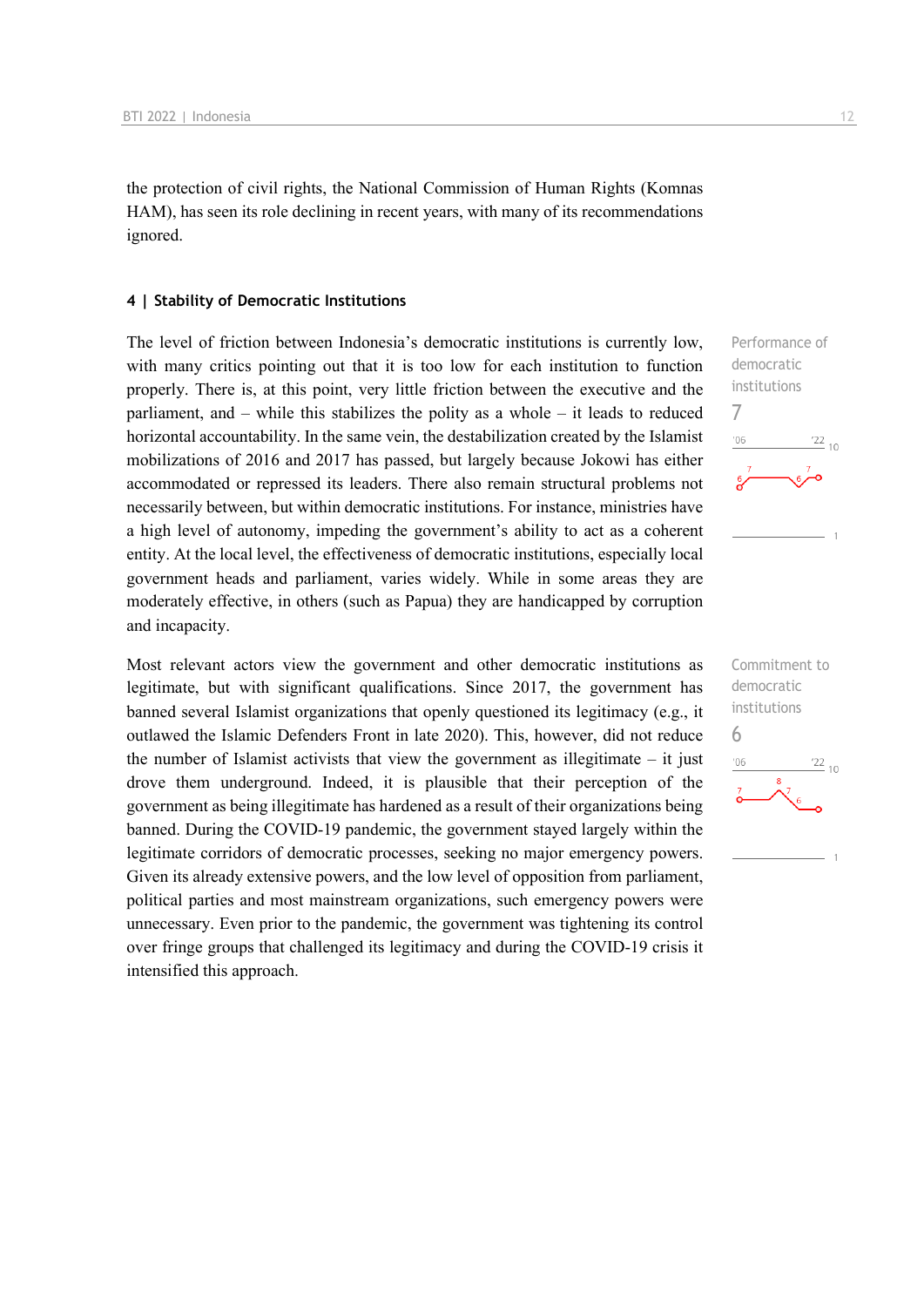the protection of civil rights, the National Commission of Human Rights (Komnas HAM), has seen its role declining in recent years, with many of its recommendations ignored.

## 4 | Stability of Democratic Institutions

Performance of democratic institutions

7

The level of friction between Indonesia's democratic institutions is currently low, with many critics pointing out that it is too low for each institution to function properly. There is, at this point, very little friction between the executive and the parliament, and – while this stabilizes the polity as a whole – it leads to reduced horizontal accountability. In the same vein, the destabilization created by the Islamist mobilizations of 2016 and 2017 has passed, but largely because Jokowi has either accommodated or repressed its leaders. There also remain structural problems not necessarily between, but within democratic institutions. For instance, ministries have a high level of autonomy, impeding the government's ability to act as a coherent entity. At the local level, the effectiveness of democratic institutions, especially local government heads and parliament, varies widely. While in some areas they are moderately effective, in others (such as Papua) they are handicapped by corruption and incapacity.

Commitment to democratic institutions

6

Most relevant actors view the government and other democratic institutions as legitimate, but with significant qualifications. Since 2017, the government has banned several Islamist organizations that openly questioned its legitimacy (e.g., it outlawed the Islamic Defenders Front in late 2020). This, however, did not reduce the number of Islamist activists that view the government as illegitimate – it just drove them underground. Indeed, it is plausible that their perception of the government as being illegitimate has hardened as a result of their organizations being banned. During the COVID-19 pandemic, the government stayed largely within the legitimate corridors of democratic processes, seeking no major emergency powers. Given its already extensive powers, and the low level of opposition from parliament, political parties and most mainstream organizations, such emergency powers were unnecessary. Even prior to the pandemic, the government was tightening its control over fringe groups that challenged its legitimacy and during the COVID-19 crisis it intensified this approach.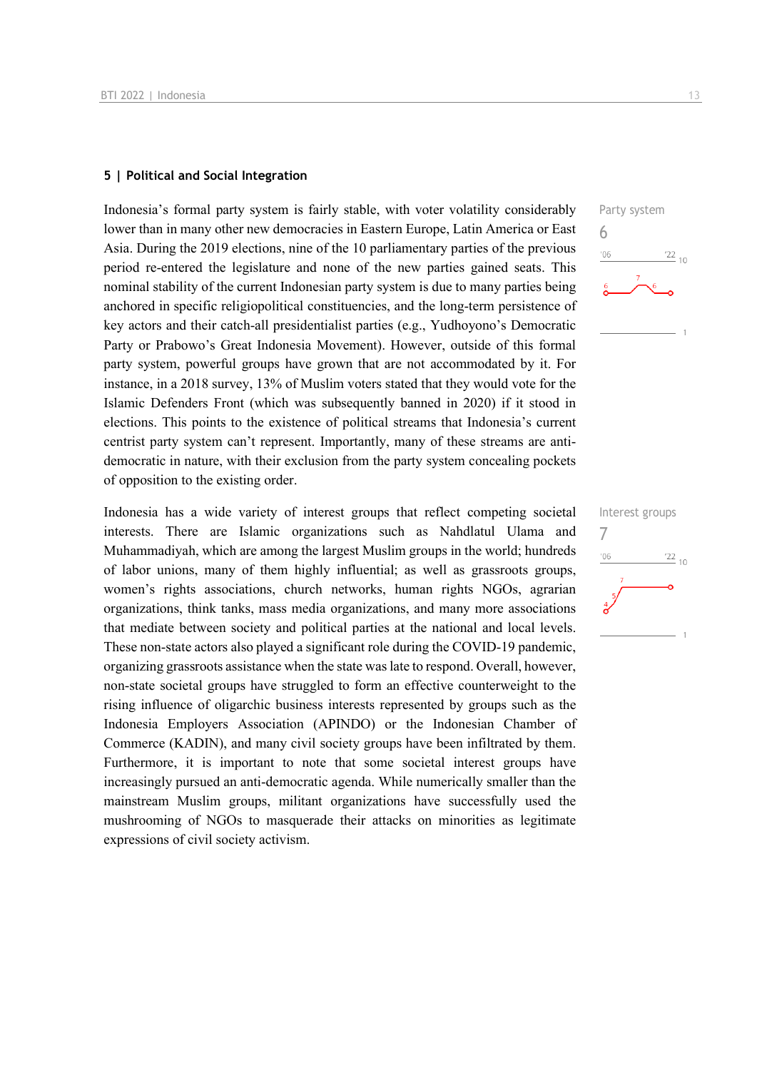## 5 | Political and Social Integration

Party system
6

Indonesia's formal party system is fairly stable, with voter volatility considerably lower than in many other new democracies in Eastern Europe, Latin America or East Asia. During the 2019 elections, nine of the 10 parliamentary parties of the previous period re-entered the legislature and none of the new parties gained seats. This nominal stability of the current Indonesian party system is due to many parties being anchored in specific religiopolitical constituencies, and the long-term persistence of key actors and their catch-all presidentialist parties (e.g., Yudhoyono's Democratic Party or Prabowo's Great Indonesia Movement). However, outside of this formal party system, powerful groups have grown that are not accommodated by it. For instance, in a 2018 survey, 13% of Muslim voters stated that they would vote for the Islamic Defenders Front (which was subsequently banned in 2020) if it stood in elections. This points to the existence of political streams that Indonesia's current centrist party system can't represent. Importantly, many of these streams are anti-democratic in nature, with their exclusion from the party system concealing pockets of opposition to the existing order.

Interest groups
7

Indonesia has a wide variety of interest groups that reflect competing societal interests. There are Islamic organizations such as Nahdlatul Ulama and Muhammadiyah, which are among the largest Muslim groups in the world; hundreds of labor unions, many of them highly influential; as well as grassroots groups, women's rights associations, church networks, human rights NGOs, agrarian organizations, think tanks, mass media organizations, and many more associations that mediate between society and political parties at the national and local levels. These non-state actors also played a significant role during the COVID-19 pandemic, organizing grassroots assistance when the state was late to respond. Overall, however, non-state societal groups have struggled to form an effective counterweight to the rising influence of oligarchic business interests represented by groups such as the Indonesia Employers Association (APINDO) or the Indonesian Chamber of Commerce (KADIN), and many civil society groups have been infiltrated by them. Furthermore, it is important to note that some societal interest groups have increasingly pursued an anti-democratic agenda. While numerically smaller than the mainstream Muslim groups, militant organizations have successfully used the mushrooming of NGOs to masquerade their attacks on minorities as legitimate expressions of civil society activism.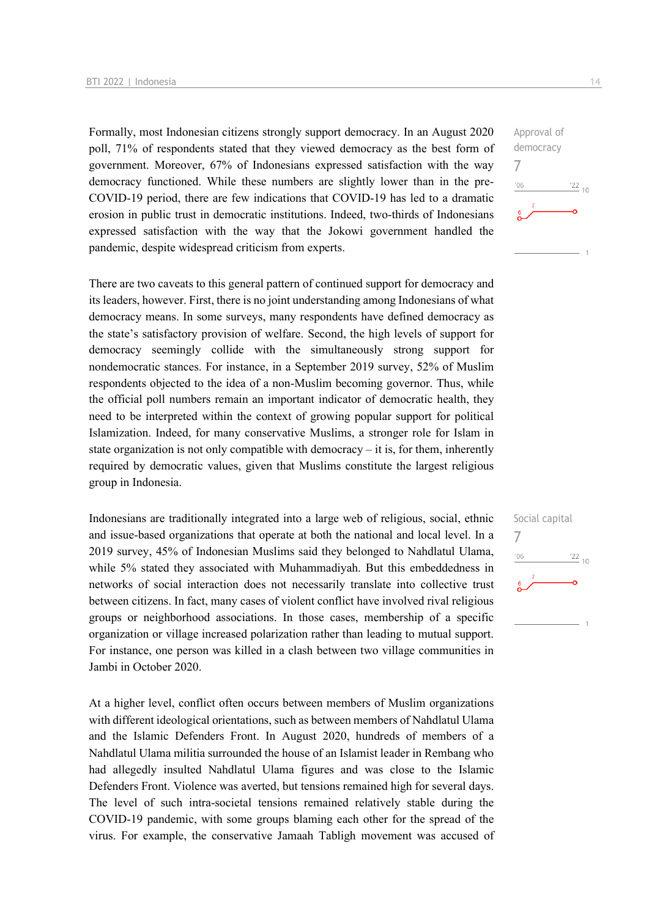Formally, most Indonesian citizens strongly support democracy. In an August 2020 poll, 71% of respondents stated that they viewed democracy as the best form of government. Moreover, 67% of Indonesians expressed satisfaction with the way democracy functioned. While these numbers are slightly lower than in the pre-COVID-19 period, there are few indications that COVID-19 has led to a dramatic erosion in public trust in democratic institutions. Indeed, two-thirds of Indonesians expressed satisfaction with the way that the Jokowi government handled the pandemic, despite widespread criticism from experts.

Approval of democracy
7

There are two caveats to this general pattern of continued support for democracy and its leaders, however. First, there is no joint understanding among Indonesians of what democracy means. In some surveys, many respondents have defined democracy as the state's satisfactory provision of welfare. Second, the high levels of support for democracy seemingly collide with the simultaneously strong support for nondemocratic stances. For instance, in a September 2019 survey, 52% of Muslim respondents objected to the idea of a non-Muslim becoming governor. Thus, while the official poll numbers remain an important indicator of democratic health, they need to be interpreted within the context of growing popular support for political Islamization. Indeed, for many conservative Muslims, a stronger role for Islam in state organization is not only compatible with democracy – it is, for them, inherently required by democratic values, given that Muslims constitute the largest religious group in Indonesia.

Indonesians are traditionally integrated into a large web of religious, social, ethnic and issue-based organizations that operate at both the national and local level. In a 2019 survey, 45% of Indonesian Muslims said they belonged to Nahdlatul Ulama, while 5% stated they associated with Muhammadiyah. But this embeddedness in networks of social interaction does not necessarily translate into collective trust between citizens. In fact, many cases of violent conflict have involved rival religious groups or neighborhood associations. In those cases, membership of a specific organization or village increased polarization rather than leading to mutual support. For instance, one person was killed in a clash between two village communities in Jambi in October 2020.

Social capital
7

At a higher level, conflict often occurs between members of Muslim organizations with different ideological orientations, such as between members of Nahdlatul Ulama and the Islamic Defenders Front. In August 2020, hundreds of members of a Nahdlatul Ulama militia surrounded the house of an Islamist leader in Rembang who had allegedly insulted Nahdlatul Ulama figures and was close to the Islamic Defenders Front. Violence was averted, but tensions remained high for several days. The level of such intra-societal tensions remained relatively stable during the COVID-19 pandemic, with some groups blaming each other for the spread of the virus. For example, the conservative Jamaah Tabligh movement was accused of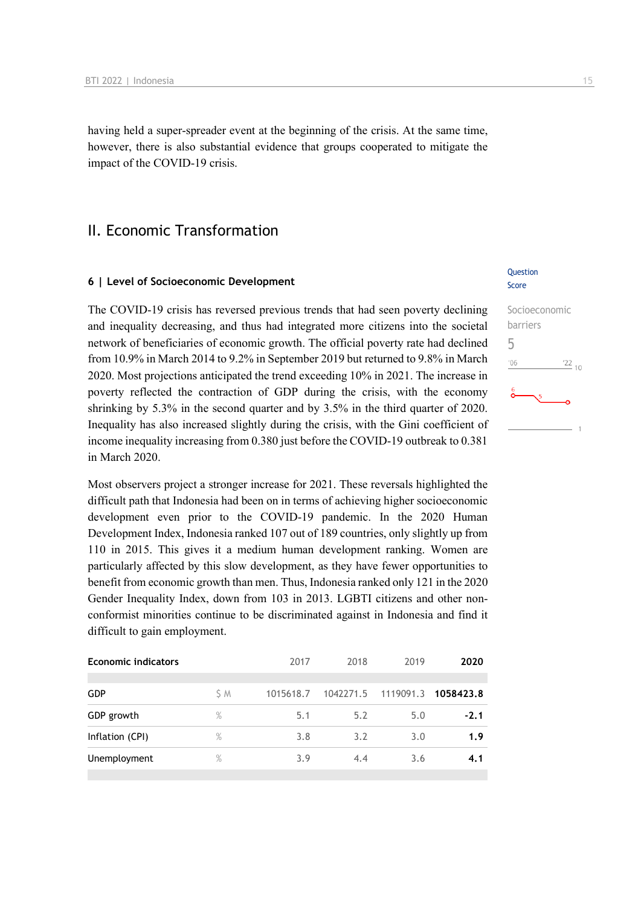having held a super-spreader event at the beginning of the crisis. At the same time, however, there is also substantial evidence that groups cooperated to mitigate the impact of the COVID-19 crisis.

## II. Economic Transformation

### 6 | Level of Socioeconomic Development

Question Score

Socioeconomic barriers

5

The COVID-19 crisis has reversed previous trends that had seen poverty declining and inequality decreasing, and thus had integrated more citizens into the societal network of beneficiaries of economic growth. The official poverty rate had declined from 10.9% in March 2014 to 9.2% in September 2019 but returned to 9.8% in March 2020. Most projections anticipated the trend exceeding 10% in 2021. The increase in poverty reflected the contraction of GDP during the crisis, with the economy shrinking by 5.3% in the second quarter and by 3.5% in the third quarter of 2020. Inequality has also increased slightly during the crisis, with the Gini coefficient of income inequality increasing from 0.380 just before the COVID-19 outbreak to 0.381 in March 2020.

Most observers project a stronger increase for 2021. These reversals highlighted the difficult path that Indonesia had been on in terms of achieving higher socioeconomic development even prior to the COVID-19 pandemic. In the 2020 Human Development Index, Indonesia ranked 107 out of 189 countries, only slightly up from 110 in 2015. This gives it a medium human development ranking. Women are particularly affected by this slow development, as they have fewer opportunities to benefit from economic growth than men. Thus, Indonesia ranked only 121 in the 2020 Gender Inequality Index, down from 103 in 2013. LGBTI citizens and other non-conformist minorities continue to be discriminated against in Indonesia and find it difficult to gain employment.

| Economic indicators | | 2017 | 2018 | 2019 | **2020** |
|---|---|---|---|---|---|
| GDP | $ M | 1015618.7 | 1042271.5 | 1119091.3 | **1058423.8** |
| GDP growth | % | 5.1 | 5.2 | 5.0 | **-2.1** |
| Inflation (CPI) | % | 3.8 | 3.2 | 3.0 | **1.9** |
| Unemployment | % | 3.9 | 4.4 | 3.6 | **4.1** |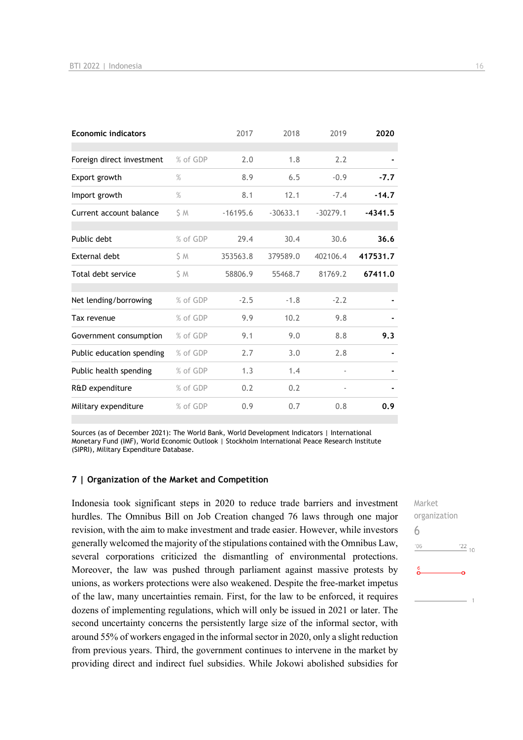| Economic indicators | | 2017 | 2018 | 2019 | 2020 |
|---|---|---|---|---|---|
| Foreign direct investment | % of GDP | 2.0 | 1.8 | 2.2 | - |
| Export growth | % | 8.9 | 6.5 | -0.9 | -7.7 |
| Import growth | % | 8.1 | 12.1 | -7.4 | -14.7 |
| Current account balance | $ M | -16195.6 | -30633.1 | -30279.1 | -4341.5 |
| Public debt | % of GDP | 29.4 | 30.4 | 30.6 | 36.6 |
| External debt | $ M | 353563.8 | 379589.0 | 402106.4 | 417531.7 |
| Total debt service | $ M | 58806.9 | 55468.7 | 81769.2 | 67411.0 |
| Net lending/borrowing | % of GDP | -2.5 | -1.8 | -2.2 | - |
| Tax revenue | % of GDP | 9.9 | 10.2 | 9.8 | - |
| Government consumption | % of GDP | 9.1 | 9.0 | 8.8 | 9.3 |
| Public education spending | % of GDP | 2.7 | 3.0 | 2.8 | - |
| Public health spending | % of GDP | 1.3 | 1.4 | - | - |
| R&D expenditure | % of GDP | 0.2 | 0.2 | - | - |
| Military expenditure | % of GDP | 0.9 | 0.7 | 0.8 | 0.9 |

Sources (as of December 2021): The World Bank, World Development Indicators | International Monetary Fund (IMF), World Economic Outlook | Stockholm International Peace Research Institute (SIPRI), Military Expenditure Database.

## 7 | Organization of the Market and Competition

Market organization
6

Indonesia took significant steps in 2020 to reduce trade barriers and investment hurdles. The Omnibus Bill on Job Creation changed 76 laws through one major revision, with the aim to make investment and trade easier. However, while investors generally welcomed the majority of the stipulations contained with the Omnibus Law, several corporations criticized the dismantling of environmental protections. Moreover, the law was pushed through parliament against massive protests by unions, as workers protections were also weakened. Despite the free-market impetus of the law, many uncertainties remain. First, for the law to be enforced, it requires dozens of implementing regulations, which will only be issued in 2021 or later. The second uncertainty concerns the persistently large size of the informal sector, with around 55% of workers engaged in the informal sector in 2020, only a slight reduction from previous years. Third, the government continues to intervene in the market by providing direct and indirect fuel subsidies. While Jokowi abolished subsidies for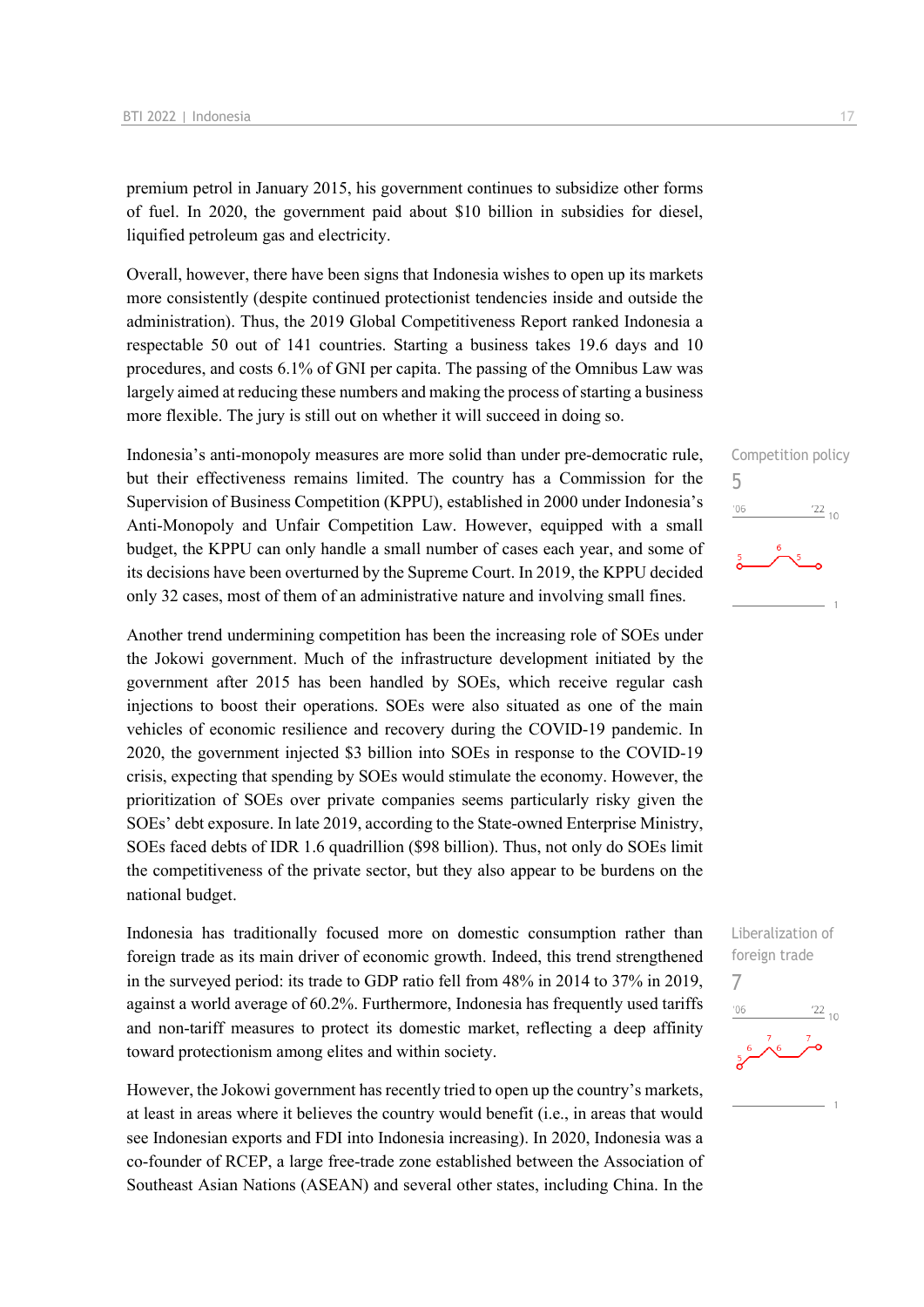premium petrol in January 2015, his government continues to subsidize other forms of fuel. In 2020, the government paid about $10 billion in subsidies for diesel, liquified petroleum gas and electricity.

Overall, however, there have been signs that Indonesia wishes to open up its markets more consistently (despite continued protectionist tendencies inside and outside the administration). Thus, the 2019 Global Competitiveness Report ranked Indonesia a respectable 50 out of 141 countries. Starting a business takes 19.6 days and 10 procedures, and costs 6.1% of GNI per capita. The passing of the Omnibus Law was largely aimed at reducing these numbers and making the process of starting a business more flexible. The jury is still out on whether it will succeed in doing so.

Competition policy
5

Indonesia's anti-monopoly measures are more solid than under pre-democratic rule, but their effectiveness remains limited. The country has a Commission for the Supervision of Business Competition (KPPU), established in 2000 under Indonesia's Anti-Monopoly and Unfair Competition Law. However, equipped with a small budget, the KPPU can only handle a small number of cases each year, and some of its decisions have been overturned by the Supreme Court. In 2019, the KPPU decided only 32 cases, most of them of an administrative nature and involving small fines.

Another trend undermining competition has been the increasing role of SOEs under the Jokowi government. Much of the infrastructure development initiated by the government after 2015 has been handled by SOEs, which receive regular cash injections to boost their operations. SOEs were also situated as one of the main vehicles of economic resilience and recovery during the COVID-19 pandemic. In 2020, the government injected $3 billion into SOEs in response to the COVID-19 crisis, expecting that spending by SOEs would stimulate the economy. However, the prioritization of SOEs over private companies seems particularly risky given the SOEs' debt exposure. In late 2019, according to the State-owned Enterprise Ministry, SOEs faced debts of IDR 1.6 quadrillion ($98 billion). Thus, not only do SOEs limit the competitiveness of the private sector, but they also appear to be burdens on the national budget.

Liberalization of foreign trade
7

Indonesia has traditionally focused more on domestic consumption rather than foreign trade as its main driver of economic growth. Indeed, this trend strengthened in the surveyed period: its trade to GDP ratio fell from 48% in 2014 to 37% in 2019, against a world average of 60.2%. Furthermore, Indonesia has frequently used tariffs and non-tariff measures to protect its domestic market, reflecting a deep affinity toward protectionism among elites and within society.

However, the Jokowi government has recently tried to open up the country's markets, at least in areas where it believes the country would benefit (i.e., in areas that would see Indonesian exports and FDI into Indonesia increasing). In 2020, Indonesia was a co-founder of RCEP, a large free-trade zone established between the Association of Southeast Asian Nations (ASEAN) and several other states, including China. In the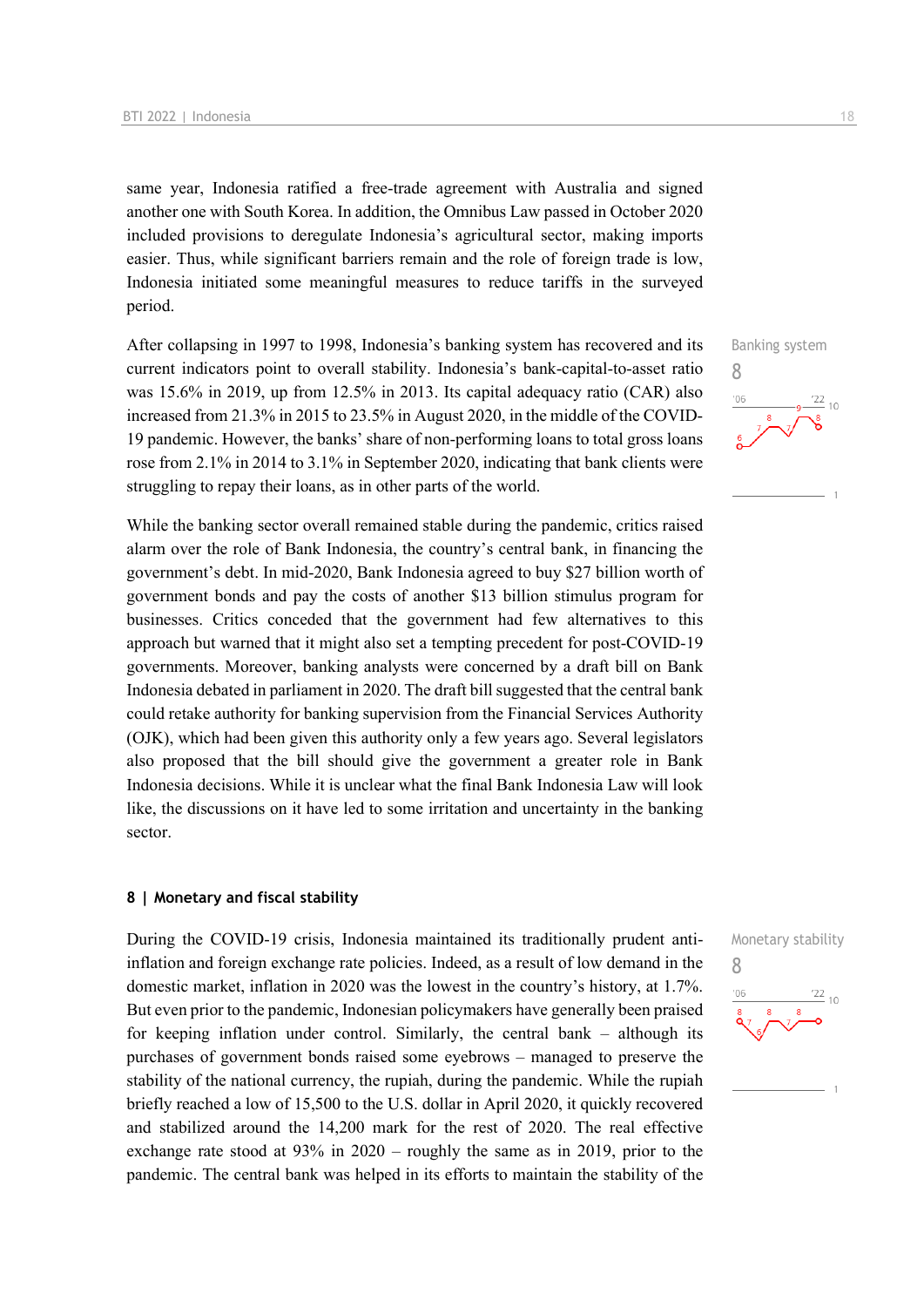same year, Indonesia ratified a free-trade agreement with Australia and signed another one with South Korea. In addition, the Omnibus Law passed in October 2020 included provisions to deregulate Indonesia's agricultural sector, making imports easier. Thus, while significant barriers remain and the role of foreign trade is low, Indonesia initiated some meaningful measures to reduce tariffs in the surveyed period.

After collapsing in 1997 to 1998, Indonesia's banking system has recovered and its current indicators point to overall stability. Indonesia's bank-capital-to-asset ratio was 15.6% in 2019, up from 12.5% in 2013. Its capital adequacy ratio (CAR) also increased from 21.3% in 2015 to 23.5% in August 2020, in the middle of the COVID-19 pandemic. However, the banks' share of non-performing loans to total gross loans rose from 2.1% in 2014 to 3.1% in September 2020, indicating that bank clients were struggling to repay their loans, as in other parts of the world.

Banking system
8

While the banking sector overall remained stable during the pandemic, critics raised alarm over the role of Bank Indonesia, the country's central bank, in financing the government's debt. In mid-2020, Bank Indonesia agreed to buy $27 billion worth of government bonds and pay the costs of another $13 billion stimulus program for businesses. Critics conceded that the government had few alternatives to this approach but warned that it might also set a tempting precedent for post-COVID-19 governments. Moreover, banking analysts were concerned by a draft bill on Bank Indonesia debated in parliament in 2020. The draft bill suggested that the central bank could retake authority for banking supervision from the Financial Services Authority (OJK), which had been given this authority only a few years ago. Several legislators also proposed that the bill should give the government a greater role in Bank Indonesia decisions. While it is unclear what the final Bank Indonesia Law will look like, the discussions on it have led to some irritation and uncertainty in the banking sector.

## 8 | Monetary and fiscal stability

During the COVID-19 crisis, Indonesia maintained its traditionally prudent anti-inflation and foreign exchange rate policies. Indeed, as a result of low demand in the domestic market, inflation in 2020 was the lowest in the country's history, at 1.7%. But even prior to the pandemic, Indonesian policymakers have generally been praised for keeping inflation under control. Similarly, the central bank – although its purchases of government bonds raised some eyebrows – managed to preserve the stability of the national currency, the rupiah, during the pandemic. While the rupiah briefly reached a low of 15,500 to the U.S. dollar in April 2020, it quickly recovered and stabilized around the 14,200 mark for the rest of 2020. The real effective exchange rate stood at 93% in 2020 – roughly the same as in 2019, prior to the pandemic. The central bank was helped in its efforts to maintain the stability of the

Monetary stability
8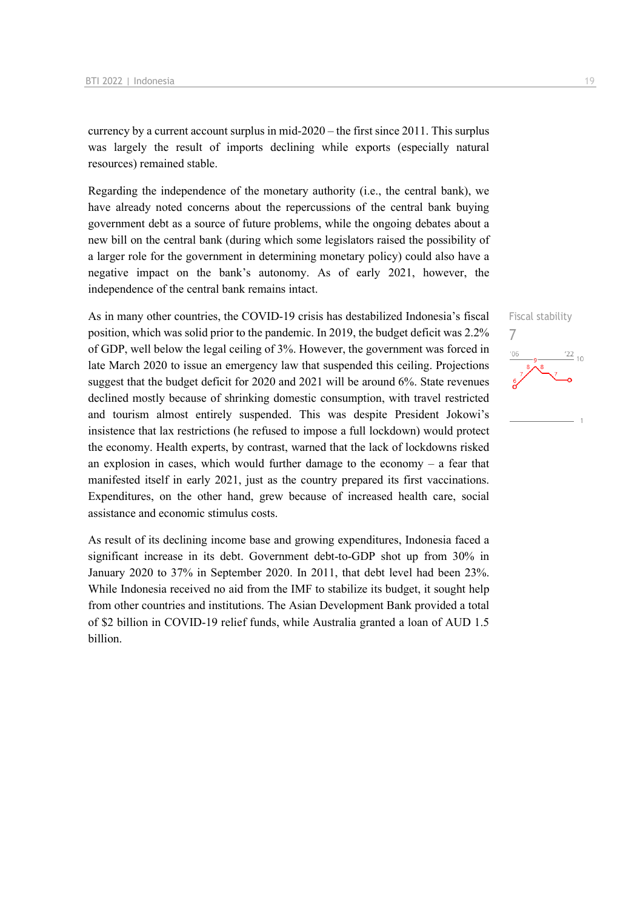currency by a current account surplus in mid-2020 – the first since 2011. This surplus was largely the result of imports declining while exports (especially natural resources) remained stable.

Regarding the independence of the monetary authority (i.e., the central bank), we have already noted concerns about the repercussions of the central bank buying government debt as a source of future problems, while the ongoing debates about a new bill on the central bank (during which some legislators raised the possibility of a larger role for the government in determining monetary policy) could also have a negative impact on the bank's autonomy. As of early 2021, however, the independence of the central bank remains intact.

Fiscal stability
7

As in many other countries, the COVID-19 crisis has destabilized Indonesia's fiscal position, which was solid prior to the pandemic. In 2019, the budget deficit was 2.2% of GDP, well below the legal ceiling of 3%. However, the government was forced in late March 2020 to issue an emergency law that suspended this ceiling. Projections suggest that the budget deficit for 2020 and 2021 will be around 6%. State revenues declined mostly because of shrinking domestic consumption, with travel restricted and tourism almost entirely suspended. This was despite President Jokowi's insistence that lax restrictions (he refused to impose a full lockdown) would protect the economy. Health experts, by contrast, warned that the lack of lockdowns risked an explosion in cases, which would further damage to the economy – a fear that manifested itself in early 2021, just as the country prepared its first vaccinations. Expenditures, on the other hand, grew because of increased health care, social assistance and economic stimulus costs.

As result of its declining income base and growing expenditures, Indonesia faced a significant increase in its debt. Government debt-to-GDP shot up from 30% in January 2020 to 37% in September 2020. In 2011, that debt level had been 23%. While Indonesia received no aid from the IMF to stabilize its budget, it sought help from other countries and institutions. The Asian Development Bank provided a total of $2 billion in COVID-19 relief funds, while Australia granted a loan of AUD 1.5 billion.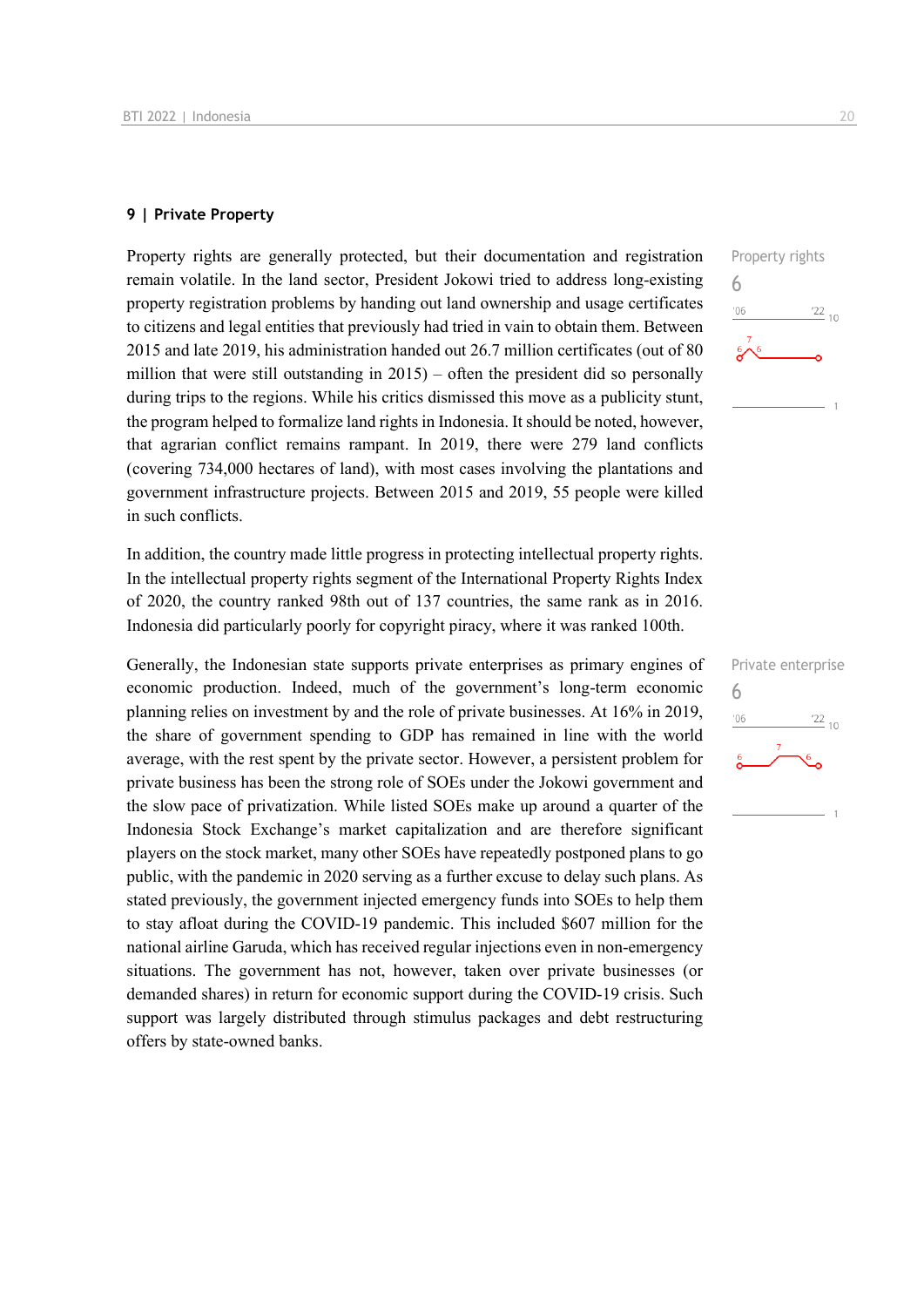## 9 | Private Property

Property rights

6

Property rights are generally protected, but their documentation and registration remain volatile. In the land sector, President Jokowi tried to address long-existing property registration problems by handing out land ownership and usage certificates to citizens and legal entities that previously had tried in vain to obtain them. Between 2015 and late 2019, his administration handed out 26.7 million certificates (out of 80 million that were still outstanding in 2015) – often the president did so personally during trips to the regions. While his critics dismissed this move as a publicity stunt, the program helped to formalize land rights in Indonesia. It should be noted, however, that agrarian conflict remains rampant. In 2019, there were 279 land conflicts (covering 734,000 hectares of land), with most cases involving the plantations and government infrastructure projects. Between 2015 and 2019, 55 people were killed in such conflicts.

In addition, the country made little progress in protecting intellectual property rights. In the intellectual property rights segment of the International Property Rights Index of 2020, the country ranked 98th out of 137 countries, the same rank as in 2016. Indonesia did particularly poorly for copyright piracy, where it was ranked 100th.

Private enterprise

6

Generally, the Indonesian state supports private enterprises as primary engines of economic production. Indeed, much of the government's long-term economic planning relies on investment by and the role of private businesses. At 16% in 2019, the share of government spending to GDP has remained in line with the world average, with the rest spent by the private sector. However, a persistent problem for private business has been the strong role of SOEs under the Jokowi government and the slow pace of privatization. While listed SOEs make up around a quarter of the Indonesia Stock Exchange's market capitalization and are therefore significant players on the stock market, many other SOEs have repeatedly postponed plans to go public, with the pandemic in 2020 serving as a further excuse to delay such plans. As stated previously, the government injected emergency funds into SOEs to help them to stay afloat during the COVID-19 pandemic. This included $607 million for the national airline Garuda, which has received regular injections even in non-emergency situations. The government has not, however, taken over private businesses (or demanded shares) in return for economic support during the COVID-19 crisis. Such support was largely distributed through stimulus packages and debt restructuring offers by state-owned banks.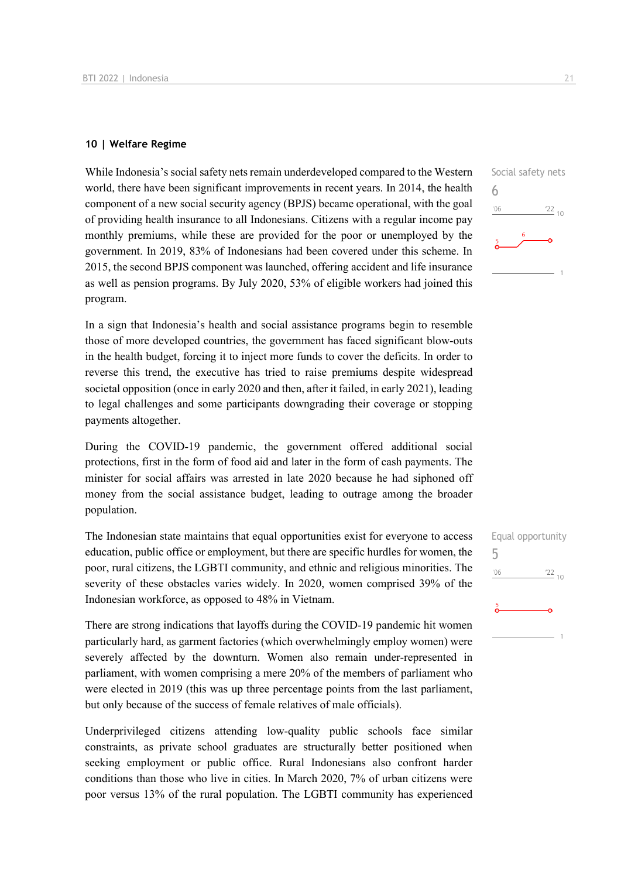## 10 | Welfare Regime

Social safety nets
6

While Indonesia's social safety nets remain underdeveloped compared to the Western world, there have been significant improvements in recent years. In 2014, the health component of a new social security agency (BPJS) became operational, with the goal of providing health insurance to all Indonesians. Citizens with a regular income pay monthly premiums, while these are provided for the poor or unemployed by the government. In 2019, 83% of Indonesians had been covered under this scheme. In 2015, the second BPJS component was launched, offering accident and life insurance as well as pension programs. By July 2020, 53% of eligible workers had joined this program.

In a sign that Indonesia's health and social assistance programs begin to resemble those of more developed countries, the government has faced significant blow-outs in the health budget, forcing it to inject more funds to cover the deficits. In order to reverse this trend, the executive has tried to raise premiums despite widespread societal opposition (once in early 2020 and then, after it failed, in early 2021), leading to legal challenges and some participants downgrading their coverage or stopping payments altogether.

During the COVID-19 pandemic, the government offered additional social protections, first in the form of food aid and later in the form of cash payments. The minister for social affairs was arrested in late 2020 because he had siphoned off money from the social assistance budget, leading to outrage among the broader population.

Equal opportunity
5

The Indonesian state maintains that equal opportunities exist for everyone to access education, public office or employment, but there are specific hurdles for women, the poor, rural citizens, the LGBTI community, and ethnic and religious minorities. The severity of these obstacles varies widely. In 2020, women comprised 39% of the Indonesian workforce, as opposed to 48% in Vietnam.

There are strong indications that layoffs during the COVID-19 pandemic hit women particularly hard, as garment factories (which overwhelmingly employ women) were severely affected by the downturn. Women also remain under-represented in parliament, with women comprising a mere 20% of the members of parliament who were elected in 2019 (this was up three percentage points from the last parliament, but only because of the success of female relatives of male officials).

Underprivileged citizens attending low-quality public schools face similar constraints, as private school graduates are structurally better positioned when seeking employment or public office. Rural Indonesians also confront harder conditions than those who live in cities. In March 2020, 7% of urban citizens were poor versus 13% of the rural population. The LGBTI community has experienced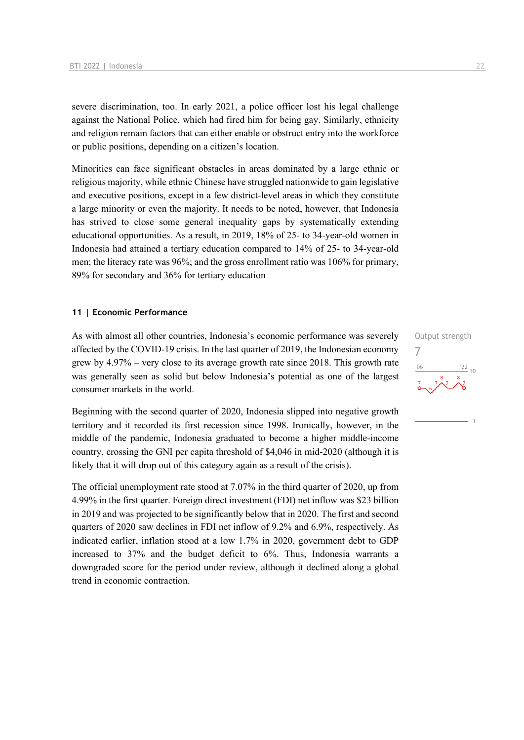severe discrimination, too. In early 2021, a police officer lost his legal challenge against the National Police, which had fired him for being gay. Similarly, ethnicity and religion remain factors that can either enable or obstruct entry into the workforce or public positions, depending on a citizen's location.

Minorities can face significant obstacles in areas dominated by a large ethnic or religious majority, while ethnic Chinese have struggled nationwide to gain legislative and executive positions, except in a few district-level areas in which they constitute a large minority or even the majority. It needs to be noted, however, that Indonesia has strived to close some general inequality gaps by systematically extending educational opportunities. As a result, in 2019, 18% of 25- to 34-year-old women in Indonesia had attained a tertiary education compared to 14% of 25- to 34-year-old men; the literacy rate was 96%; and the gross enrollment ratio was 106% for primary, 89% for secondary and 36% for tertiary education

## 11 | Economic Performance

Output strength
7

As with almost all other countries, Indonesia's economic performance was severely affected by the COVID-19 crisis. In the last quarter of 2019, the Indonesian economy grew by 4.97% – very close to its average growth rate since 2018. This growth rate was generally seen as solid but below Indonesia's potential as one of the largest consumer markets in the world.

Beginning with the second quarter of 2020, Indonesia slipped into negative growth territory and it recorded its first recession since 1998. Ironically, however, in the middle of the pandemic, Indonesia graduated to become a higher middle-income country, crossing the GNI per capita threshold of $4,046 in mid-2020 (although it is likely that it will drop out of this category again as a result of the crisis).

The official unemployment rate stood at 7.07% in the third quarter of 2020, up from 4.99% in the first quarter. Foreign direct investment (FDI) net inflow was $23 billion in 2019 and was projected to be significantly below that in 2020. The first and second quarters of 2020 saw declines in FDI net inflow of 9.2% and 6.9%, respectively. As indicated earlier, inflation stood at a low 1.7% in 2020, government debt to GDP increased to 37% and the budget deficit to 6%. Thus, Indonesia warrants a downgraded score for the period under review, although it declined along a global trend in economic contraction.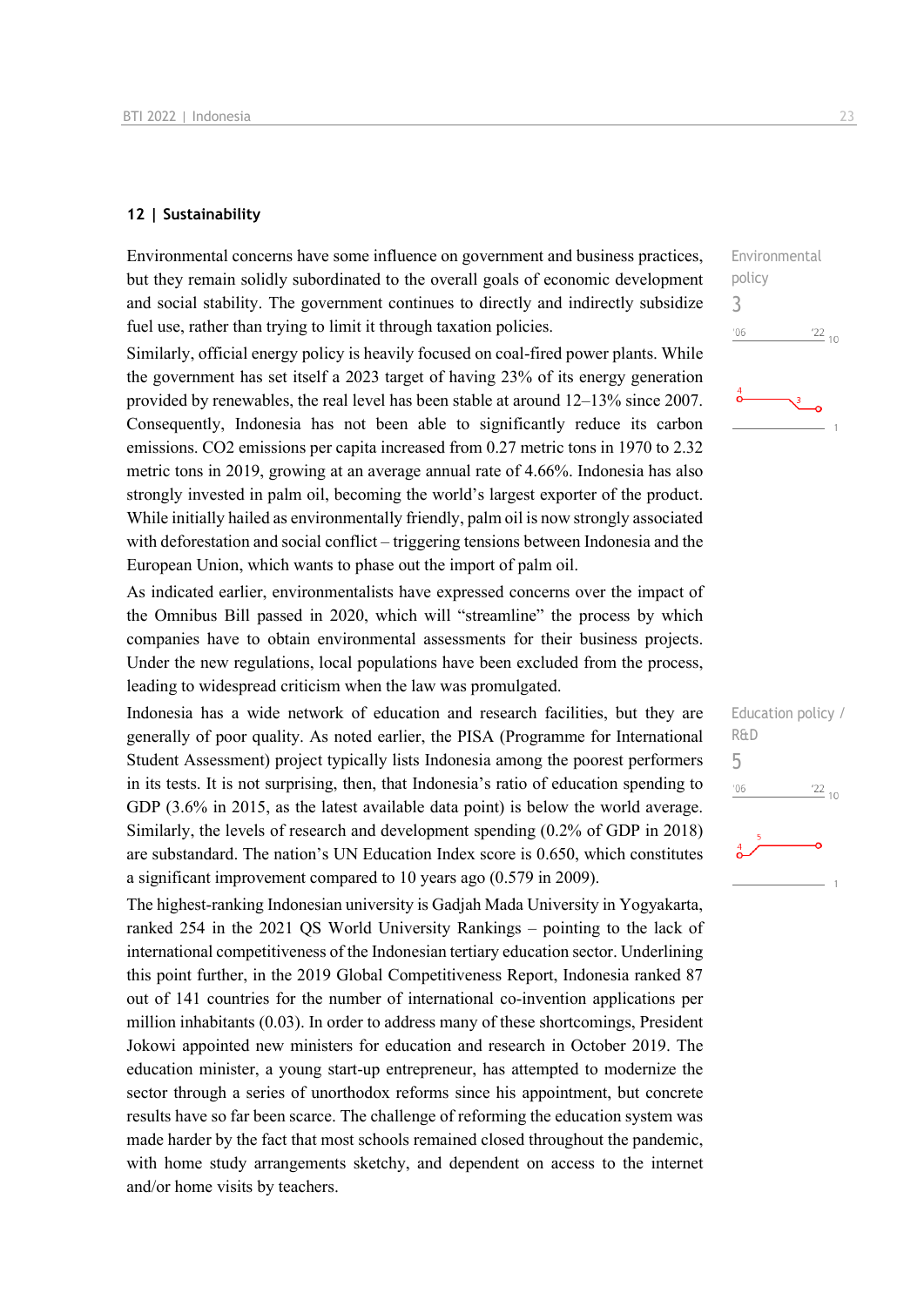## 12 | Sustainability

Environmental concerns have some influence on government and business practices, but they remain solidly subordinated to the overall goals of economic development and social stability. The government continues to directly and indirectly subsidize fuel use, rather than trying to limit it through taxation policies.

Environmental policy
3

Similarly, official energy policy is heavily focused on coal-fired power plants. While the government has set itself a 2023 target of having 23% of its energy generation provided by renewables, the real level has been stable at around 12–13% since 2007. Consequently, Indonesia has not been able to significantly reduce its carbon emissions. CO2 emissions per capita increased from 0.27 metric tons in 1970 to 2.32 metric tons in 2019, growing at an average annual rate of 4.66%. Indonesia has also strongly invested in palm oil, becoming the world's largest exporter of the product. While initially hailed as environmentally friendly, palm oil is now strongly associated with deforestation and social conflict – triggering tensions between Indonesia and the European Union, which wants to phase out the import of palm oil.

As indicated earlier, environmentalists have expressed concerns over the impact of the Omnibus Bill passed in 2020, which will "streamline" the process by which companies have to obtain environmental assessments for their business projects. Under the new regulations, local populations have been excluded from the process, leading to widespread criticism when the law was promulgated.

Indonesia has a wide network of education and research facilities, but they are generally of poor quality. As noted earlier, the PISA (Programme for International Student Assessment) project typically lists Indonesia among the poorest performers in its tests. It is not surprising, then, that Indonesia's ratio of education spending to GDP (3.6% in 2015, as the latest available data point) is below the world average. Similarly, the levels of research and development spending (0.2% of GDP in 2018) are substandard. The nation's UN Education Index score is 0.650, which constitutes a significant improvement compared to 10 years ago (0.579 in 2009).

Education policy / R&D
5

The highest-ranking Indonesian university is Gadjah Mada University in Yogyakarta, ranked 254 in the 2021 QS World University Rankings – pointing to the lack of international competitiveness of the Indonesian tertiary education sector. Underlining this point further, in the 2019 Global Competitiveness Report, Indonesia ranked 87 out of 141 countries for the number of international co-invention applications per million inhabitants (0.03). In order to address many of these shortcomings, President Jokowi appointed new ministers for education and research in October 2019. The education minister, a young start-up entrepreneur, has attempted to modernize the sector through a series of unorthodox reforms since his appointment, but concrete results have so far been scarce. The challenge of reforming the education system was made harder by the fact that most schools remained closed throughout the pandemic, with home study arrangements sketchy, and dependent on access to the internet and/or home visits by teachers.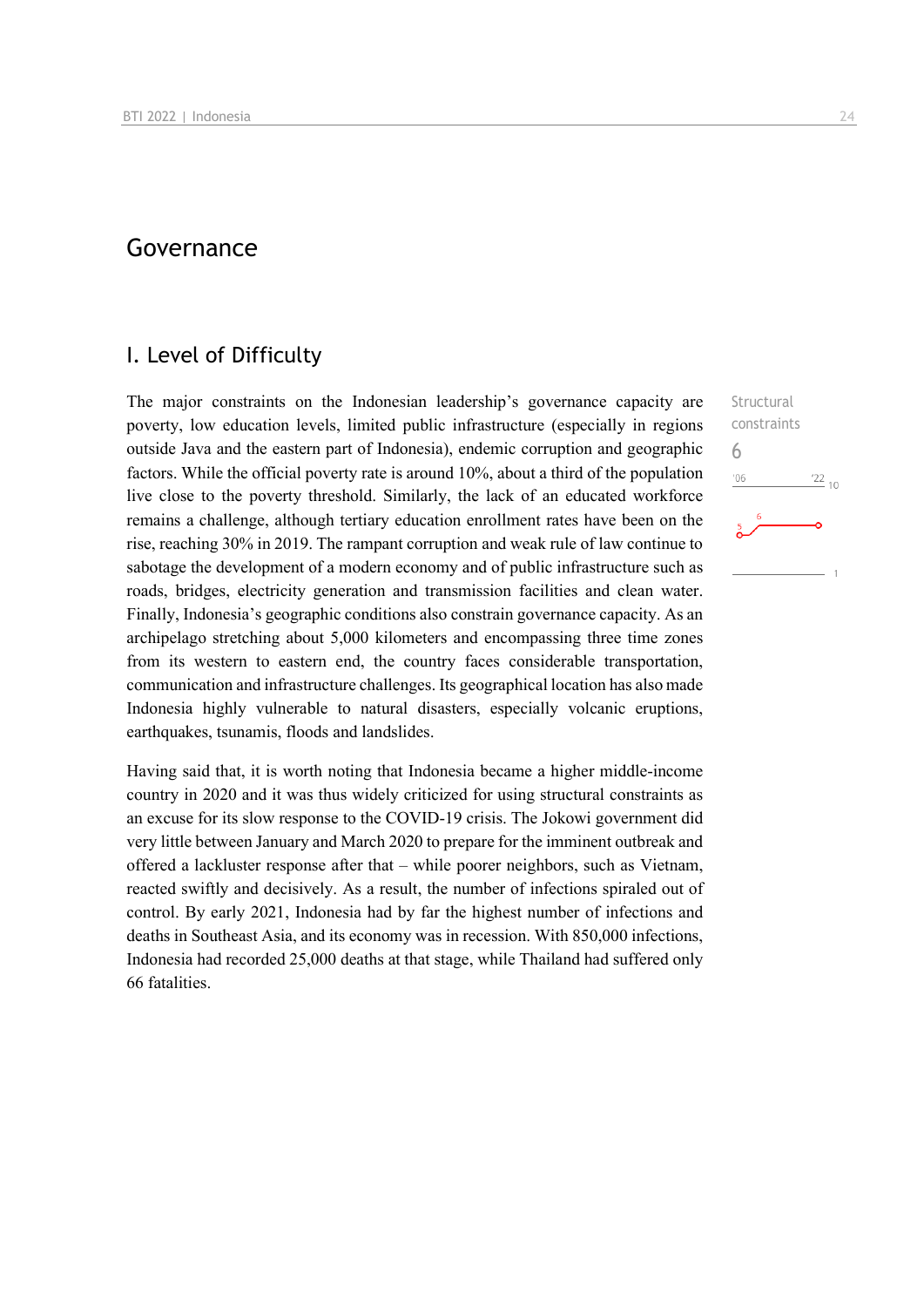# Governance

## I. Level of Difficulty

Structural constraints

6

The major constraints on the Indonesian leadership's governance capacity are poverty, low education levels, limited public infrastructure (especially in regions outside Java and the eastern part of Indonesia), endemic corruption and geographic factors. While the official poverty rate is around 10%, about a third of the population live close to the poverty threshold. Similarly, the lack of an educated workforce remains a challenge, although tertiary education enrollment rates have been on the rise, reaching 30% in 2019. The rampant corruption and weak rule of law continue to sabotage the development of a modern economy and of public infrastructure such as roads, bridges, electricity generation and transmission facilities and clean water. Finally, Indonesia's geographic conditions also constrain governance capacity. As an archipelago stretching about 5,000 kilometers and encompassing three time zones from its western to eastern end, the country faces considerable transportation, communication and infrastructure challenges. Its geographical location has also made Indonesia highly vulnerable to natural disasters, especially volcanic eruptions, earthquakes, tsunamis, floods and landslides.

Having said that, it is worth noting that Indonesia became a higher middle-income country in 2020 and it was thus widely criticized for using structural constraints as an excuse for its slow response to the COVID-19 crisis. The Jokowi government did very little between January and March 2020 to prepare for the imminent outbreak and offered a lackluster response after that – while poorer neighbors, such as Vietnam, reacted swiftly and decisively. As a result, the number of infections spiraled out of control. By early 2021, Indonesia had by far the highest number of infections and deaths in Southeast Asia, and its economy was in recession. With 850,000 infections, Indonesia had recorded 25,000 deaths at that stage, while Thailand had suffered only 66 fatalities.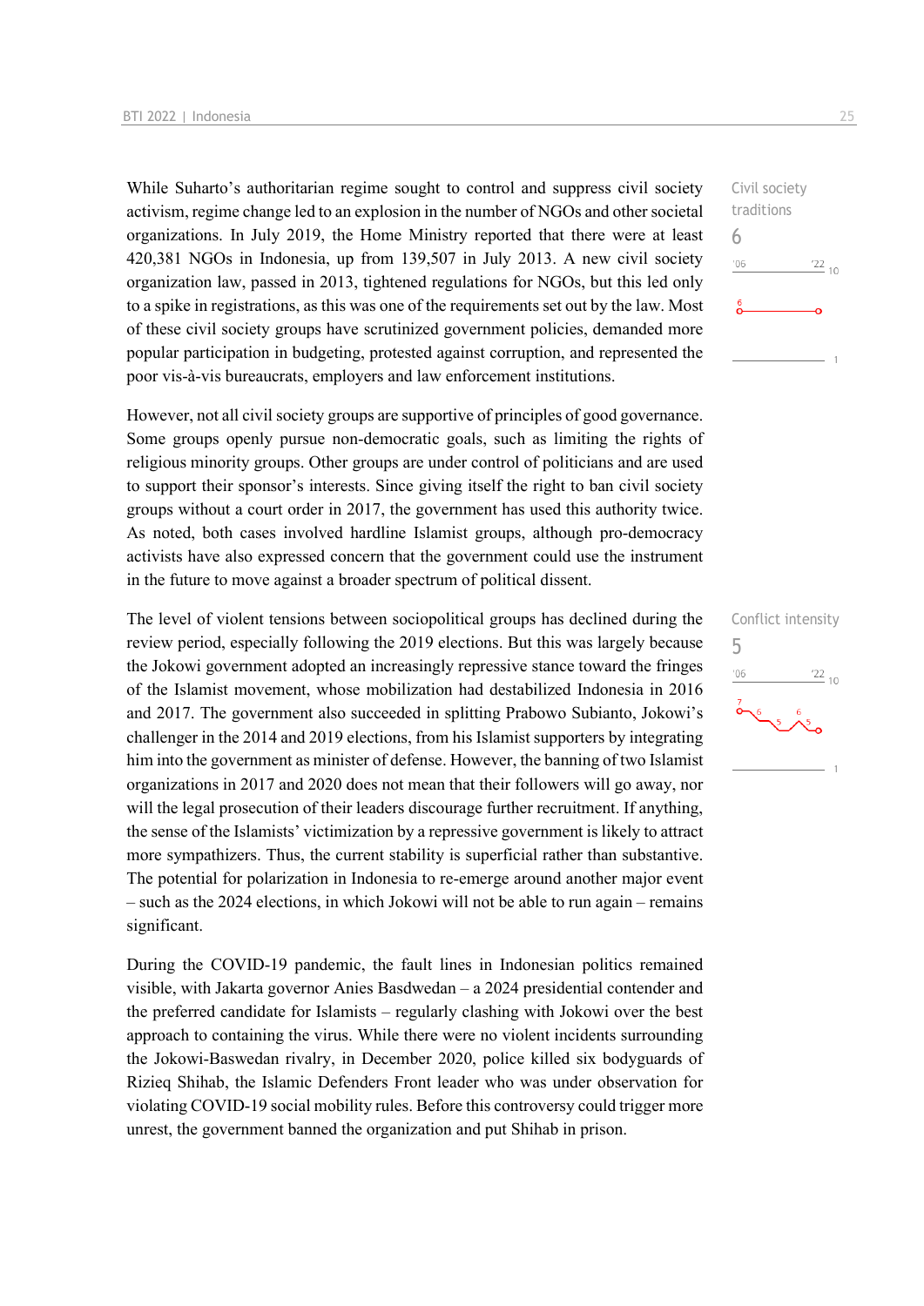While Suharto's authoritarian regime sought to control and suppress civil society activism, regime change led to an explosion in the number of NGOs and other societal organizations. In July 2019, the Home Ministry reported that there were at least 420,381 NGOs in Indonesia, up from 139,507 in July 2013. A new civil society organization law, passed in 2013, tightened regulations for NGOs, but this led only to a spike in registrations, as this was one of the requirements set out by the law. Most of these civil society groups have scrutinized government policies, demanded more popular participation in budgeting, protested against corruption, and represented the poor vis-à-vis bureaucrats, employers and law enforcement institutions.

Civil society traditions
6

However, not all civil society groups are supportive of principles of good governance. Some groups openly pursue non-democratic goals, such as limiting the rights of religious minority groups. Other groups are under control of politicians and are used to support their sponsor's interests. Since giving itself the right to ban civil society groups without a court order in 2017, the government has used this authority twice. As noted, both cases involved hardline Islamist groups, although pro-democracy activists have also expressed concern that the government could use the instrument in the future to move against a broader spectrum of political dissent.

The level of violent tensions between sociopolitical groups has declined during the review period, especially following the 2019 elections. But this was largely because the Jokowi government adopted an increasingly repressive stance toward the fringes of the Islamist movement, whose mobilization had destabilized Indonesia in 2016 and 2017. The government also succeeded in splitting Prabowo Subianto, Jokowi's challenger in the 2014 and 2019 elections, from his Islamist supporters by integrating him into the government as minister of defense. However, the banning of two Islamist organizations in 2017 and 2020 does not mean that their followers will go away, nor will the legal prosecution of their leaders discourage further recruitment. If anything, the sense of the Islamists' victimization by a repressive government is likely to attract more sympathizers. Thus, the current stability is superficial rather than substantive. The potential for polarization in Indonesia to re-emerge around another major event – such as the 2024 elections, in which Jokowi will not be able to run again – remains significant.

Conflict intensity
5

During the COVID-19 pandemic, the fault lines in Indonesian politics remained visible, with Jakarta governor Anies Basdwedan – a 2024 presidential contender and the preferred candidate for Islamists – regularly clashing with Jokowi over the best approach to containing the virus. While there were no violent incidents surrounding the Jokowi-Baswedan rivalry, in December 2020, police killed six bodyguards of Rizieq Shihab, the Islamic Defenders Front leader who was under observation for violating COVID-19 social mobility rules. Before this controversy could trigger more unrest, the government banned the organization and put Shihab in prison.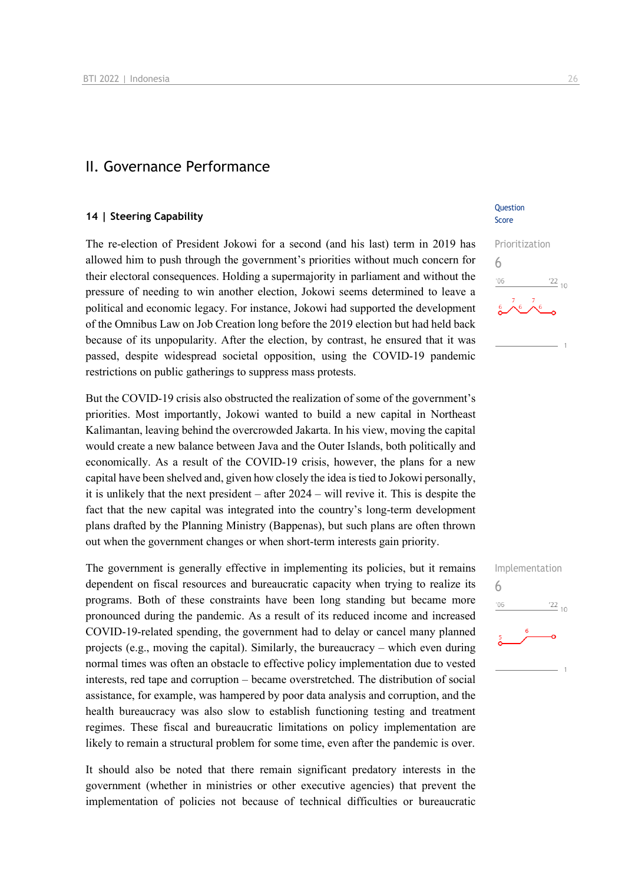## II. Governance Performance

### 14 | Steering Capability

Question Score

Prioritization
6

The re-election of President Jokowi for a second (and his last) term in 2019 has allowed him to push through the government's priorities without much concern for their electoral consequences. Holding a supermajority in parliament and without the pressure of needing to win another election, Jokowi seems determined to leave a political and economic legacy. For instance, Jokowi had supported the development of the Omnibus Law on Job Creation long before the 2019 election but had held back because of its unpopularity. After the election, by contrast, he ensured that it was passed, despite widespread societal opposition, using the COVID-19 pandemic restrictions on public gatherings to suppress mass protests.

But the COVID-19 crisis also obstructed the realization of some of the government's priorities. Most importantly, Jokowi wanted to build a new capital in Northeast Kalimantan, leaving behind the overcrowded Jakarta. In his view, moving the capital would create a new balance between Java and the Outer Islands, both politically and economically. As a result of the COVID-19 crisis, however, the plans for a new capital have been shelved and, given how closely the idea is tied to Jokowi personally, it is unlikely that the next president – after 2024 – will revive it. This is despite the fact that the new capital was integrated into the country's long-term development plans drafted by the Planning Ministry (Bappenas), but such plans are often thrown out when the government changes or when short-term interests gain priority.

Implementation
6

The government is generally effective in implementing its policies, but it remains dependent on fiscal resources and bureaucratic capacity when trying to realize its programs. Both of these constraints have been long standing but became more pronounced during the pandemic. As a result of its reduced income and increased COVID-19-related spending, the government had to delay or cancel many planned projects (e.g., moving the capital). Similarly, the bureaucracy – which even during normal times was often an obstacle to effective policy implementation due to vested interests, red tape and corruption – became overstretched. The distribution of social assistance, for example, was hampered by poor data analysis and corruption, and the health bureaucracy was also slow to establish functioning testing and treatment regimes. These fiscal and bureaucratic limitations on policy implementation are likely to remain a structural problem for some time, even after the pandemic is over.

It should also be noted that there remain significant predatory interests in the government (whether in ministries or other executive agencies) that prevent the implementation of policies not because of technical difficulties or bureaucratic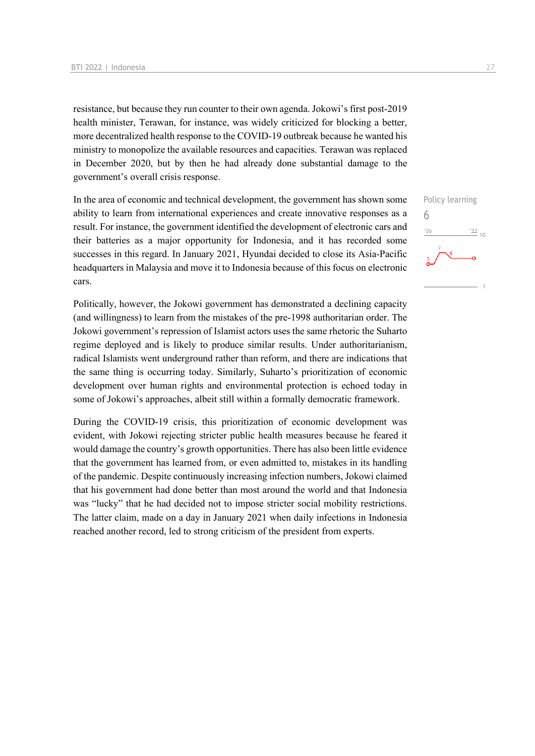resistance, but because they run counter to their own agenda. Jokowi's first post-2019 health minister, Terawan, for instance, was widely criticized for blocking a better, more decentralized health response to the COVID-19 outbreak because he wanted his ministry to monopolize the available resources and capacities. Terawan was replaced in December 2020, but by then he had already done substantial damage to the government's overall crisis response.

In the area of economic and technical development, the government has shown some ability to learn from international experiences and create innovative responses as a result. For instance, the government identified the development of electronic cars and their batteries as a major opportunity for Indonesia, and it has recorded some successes in this regard. In January 2021, Hyundai decided to close its Asia-Pacific headquarters in Malaysia and move it to Indonesia because of this focus on electronic cars.

Policy learning
6

Politically, however, the Jokowi government has demonstrated a declining capacity (and willingness) to learn from the mistakes of the pre-1998 authoritarian order. The Jokowi government's repression of Islamist actors uses the same rhetoric the Suharto regime deployed and is likely to produce similar results. Under authoritarianism, radical Islamists went underground rather than reform, and there are indications that the same thing is occurring today. Similarly, Suharto's prioritization of economic development over human rights and environmental protection is echoed today in some of Jokowi's approaches, albeit still within a formally democratic framework.

During the COVID-19 crisis, this prioritization of economic development was evident, with Jokowi rejecting stricter public health measures because he feared it would damage the country's growth opportunities. There has also been little evidence that the government has learned from, or even admitted to, mistakes in its handling of the pandemic. Despite continuously increasing infection numbers, Jokowi claimed that his government had done better than most around the world and that Indonesia was "lucky" that he had decided not to impose stricter social mobility restrictions. The latter claim, made on a day in January 2021 when daily infections in Indonesia reached another record, led to strong criticism of the president from experts.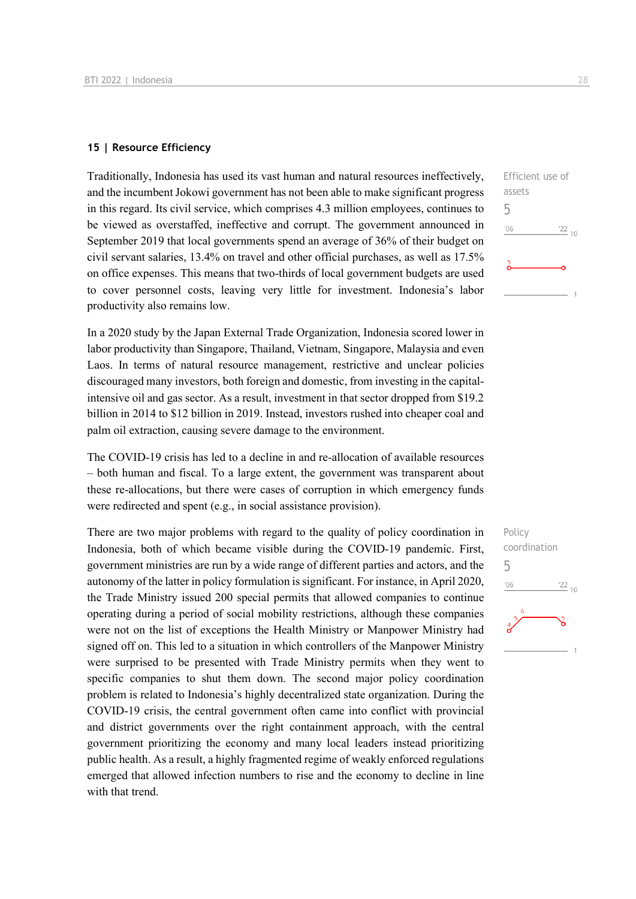## 15 | Resource Efficiency

Efficient use of assets

5

Traditionally, Indonesia has used its vast human and natural resources ineffectively, and the incumbent Jokowi government has not been able to make significant progress in this regard. Its civil service, which comprises 4.3 million employees, continues to be viewed as overstaffed, ineffective and corrupt. The government announced in September 2019 that local governments spend an average of 36% of their budget on civil servant salaries, 13.4% on travel and other official purchases, as well as 17.5% on office expenses. This means that two-thirds of local government budgets are used to cover personnel costs, leaving very little for investment. Indonesia's labor productivity also remains low.

In a 2020 study by the Japan External Trade Organization, Indonesia scored lower in labor productivity than Singapore, Thailand, Vietnam, Singapore, Malaysia and even Laos. In terms of natural resource management, restrictive and unclear policies discouraged many investors, both foreign and domestic, from investing in the capital-intensive oil and gas sector. As a result, investment in that sector dropped from $19.2 billion in 2014 to $12 billion in 2019. Instead, investors rushed into cheaper coal and palm oil extraction, causing severe damage to the environment.

The COVID-19 crisis has led to a decline in and re-allocation of available resources – both human and fiscal. To a large extent, the government was transparent about these re-allocations, but there were cases of corruption in which emergency funds were redirected and spent (e.g., in social assistance provision).

Policy coordination

5

There are two major problems with regard to the quality of policy coordination in Indonesia, both of which became visible during the COVID-19 pandemic. First, government ministries are run by a wide range of different parties and actors, and the autonomy of the latter in policy formulation is significant. For instance, in April 2020, the Trade Ministry issued 200 special permits that allowed companies to continue operating during a period of social mobility restrictions, although these companies were not on the list of exceptions the Health Ministry or Manpower Ministry had signed off on. This led to a situation in which controllers of the Manpower Ministry were surprised to be presented with Trade Ministry permits when they went to specific companies to shut them down. The second major policy coordination problem is related to Indonesia's highly decentralized state organization. During the COVID-19 crisis, the central government often came into conflict with provincial and district governments over the right containment approach, with the central government prioritizing the economy and many local leaders instead prioritizing public health. As a result, a highly fragmented regime of weakly enforced regulations emerged that allowed infection numbers to rise and the economy to decline in line with that trend.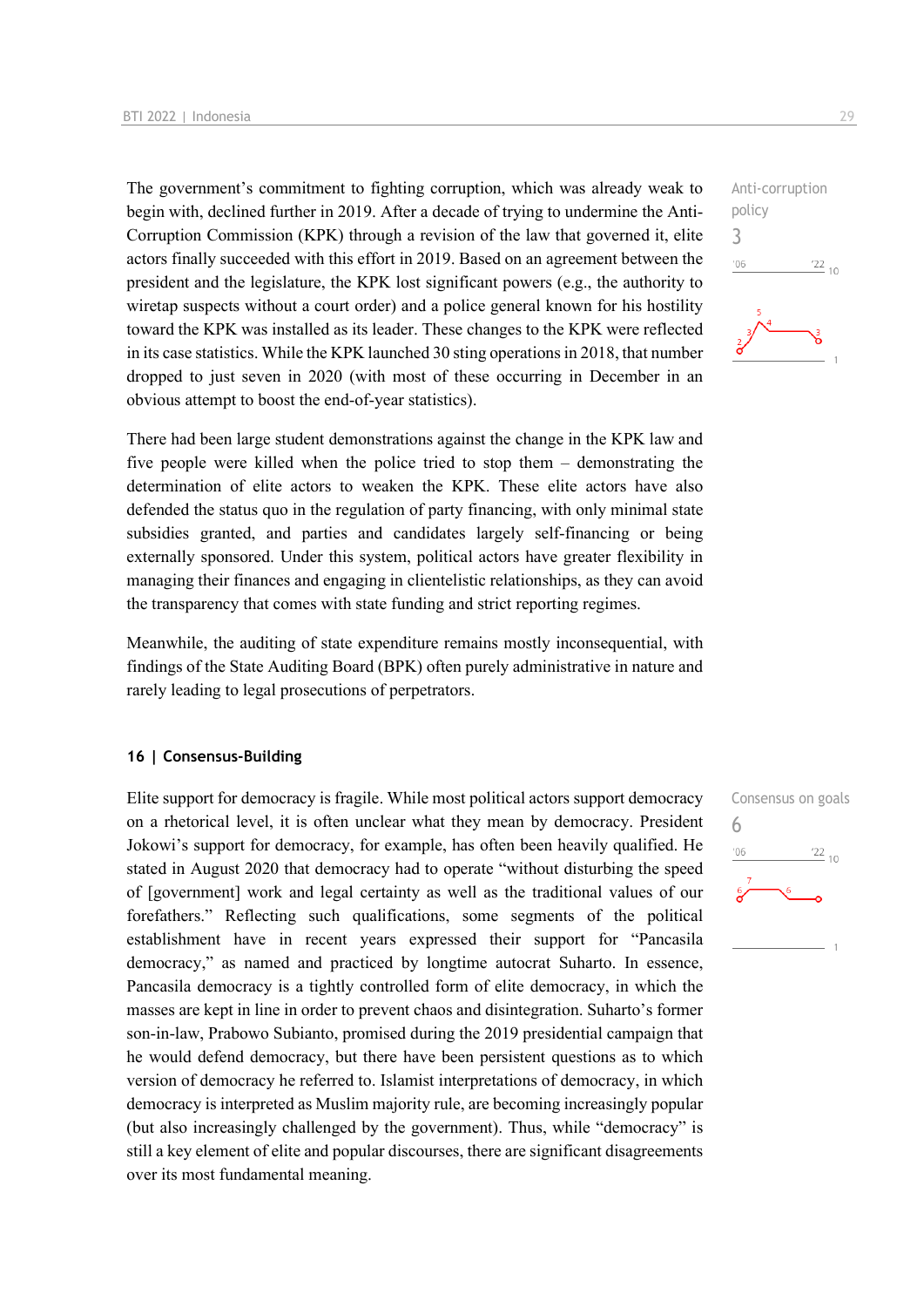The government's commitment to fighting corruption, which was already weak to begin with, declined further in 2019. After a decade of trying to undermine the Anti-Corruption Commission (KPK) through a revision of the law that governed it, elite actors finally succeeded with this effort in 2019. Based on an agreement between the president and the legislature, the KPK lost significant powers (e.g., the authority to wiretap suspects without a court order) and a police general known for his hostility toward the KPK was installed as its leader. These changes to the KPK were reflected in its case statistics. While the KPK launched 30 sting operations in 2018, that number dropped to just seven in 2020 (with most of these occurring in December in an obvious attempt to boost the end-of-year statistics).

Anti-corruption policy
3

There had been large student demonstrations against the change in the KPK law and five people were killed when the police tried to stop them – demonstrating the determination of elite actors to weaken the KPK. These elite actors have also defended the status quo in the regulation of party financing, with only minimal state subsidies granted, and parties and candidates largely self-financing or being externally sponsored. Under this system, political actors have greater flexibility in managing their finances and engaging in clientelistic relationships, as they can avoid the transparency that comes with state funding and strict reporting regimes.

Meanwhile, the auditing of state expenditure remains mostly inconsequential, with findings of the State Auditing Board (BPK) often purely administrative in nature and rarely leading to legal prosecutions of perpetrators.

## 16 | Consensus-Building

Consensus on goals
6

Elite support for democracy is fragile. While most political actors support democracy on a rhetorical level, it is often unclear what they mean by democracy. President Jokowi's support for democracy, for example, has often been heavily qualified. He stated in August 2020 that democracy had to operate "without disturbing the speed of [government] work and legal certainty as well as the traditional values of our forefathers." Reflecting such qualifications, some segments of the political establishment have in recent years expressed their support for "Pancasila democracy," as named and practiced by longtime autocrat Suharto. In essence, Pancasila democracy is a tightly controlled form of elite democracy, in which the masses are kept in line in order to prevent chaos and disintegration. Suharto's former son-in-law, Prabowo Subianto, promised during the 2019 presidential campaign that he would defend democracy, but there have been persistent questions as to which version of democracy he referred to. Islamist interpretations of democracy, in which democracy is interpreted as Muslim majority rule, are becoming increasingly popular (but also increasingly challenged by the government). Thus, while "democracy" is still a key element of elite and popular discourses, there are significant disagreements over its most fundamental meaning.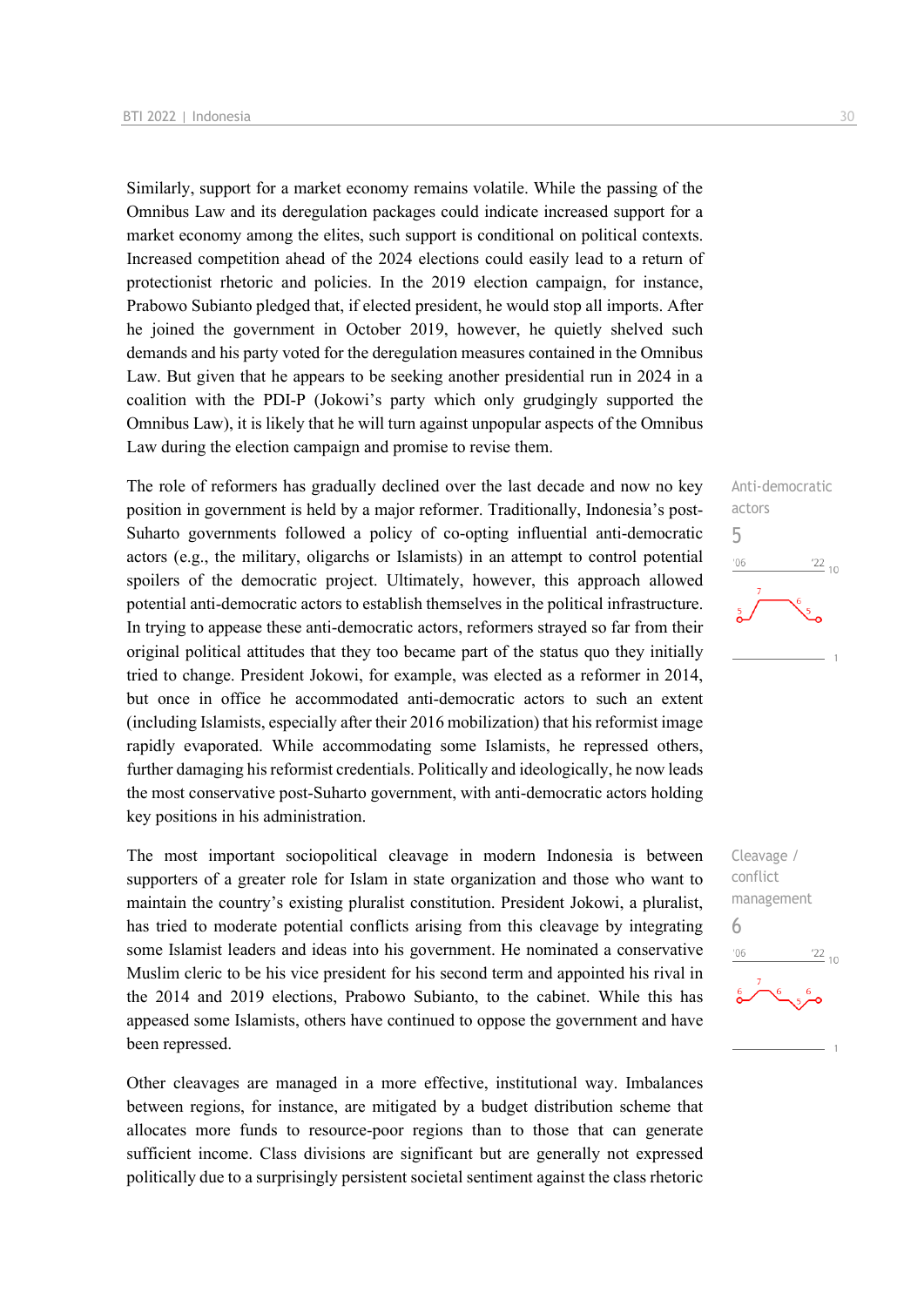Similarly, support for a market economy remains volatile. While the passing of the Omnibus Law and its deregulation packages could indicate increased support for a market economy among the elites, such support is conditional on political contexts. Increased competition ahead of the 2024 elections could easily lead to a return of protectionist rhetoric and policies. In the 2019 election campaign, for instance, Prabowo Subianto pledged that, if elected president, he would stop all imports. After he joined the government in October 2019, however, he quietly shelved such demands and his party voted for the deregulation measures contained in the Omnibus Law. But given that he appears to be seeking another presidential run in 2024 in a coalition with the PDI-P (Jokowi's party which only grudgingly supported the Omnibus Law), it is likely that he will turn against unpopular aspects of the Omnibus Law during the election campaign and promise to revise them.

Anti-democratic actors
5

The role of reformers has gradually declined over the last decade and now no key position in government is held by a major reformer. Traditionally, Indonesia's post-Suharto governments followed a policy of co-opting influential anti-democratic actors (e.g., the military, oligarchs or Islamists) in an attempt to control potential spoilers of the democratic project. Ultimately, however, this approach allowed potential anti-democratic actors to establish themselves in the political infrastructure. In trying to appease these anti-democratic actors, reformers strayed so far from their original political attitudes that they too became part of the status quo they initially tried to change. President Jokowi, for example, was elected as a reformer in 2014, but once in office he accommodated anti-democratic actors to such an extent (including Islamists, especially after their 2016 mobilization) that his reformist image rapidly evaporated. While accommodating some Islamists, he repressed others, further damaging his reformist credentials. Politically and ideologically, he now leads the most conservative post-Suharto government, with anti-democratic actors holding key positions in his administration.

Cleavage / conflict management
6

The most important sociopolitical cleavage in modern Indonesia is between supporters of a greater role for Islam in state organization and those who want to maintain the country's existing pluralist constitution. President Jokowi, a pluralist, has tried to moderate potential conflicts arising from this cleavage by integrating some Islamist leaders and ideas into his government. He nominated a conservative Muslim cleric to be his vice president for his second term and appointed his rival in the 2014 and 2019 elections, Prabowo Subianto, to the cabinet. While this has appeased some Islamists, others have continued to oppose the government and have been repressed.

Other cleavages are managed in a more effective, institutional way. Imbalances between regions, for instance, are mitigated by a budget distribution scheme that allocates more funds to resource-poor regions than to those that can generate sufficient income. Class divisions are significant but are generally not expressed politically due to a surprisingly persistent societal sentiment against the class rhetoric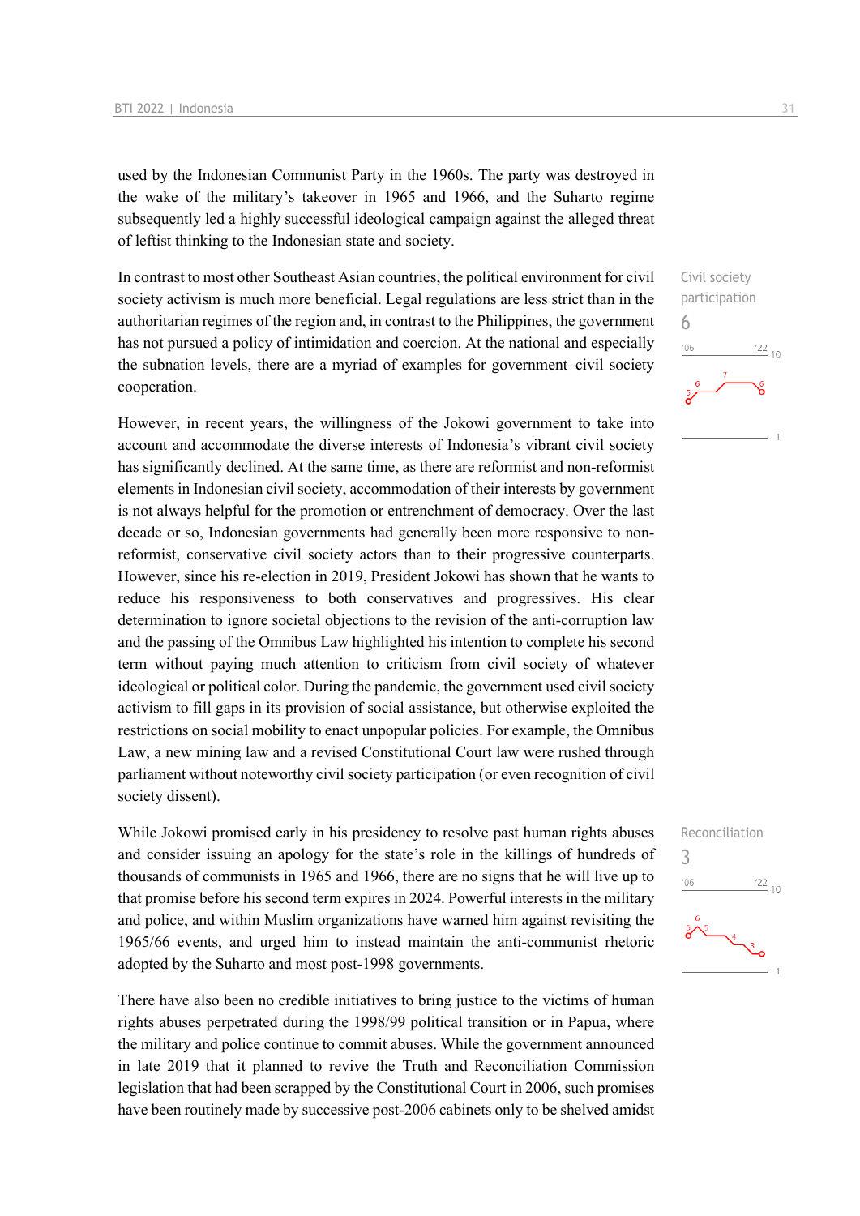used by the Indonesian Communist Party in the 1960s. The party was destroyed in the wake of the military's takeover in 1965 and 1966, and the Suharto regime subsequently led a highly successful ideological campaign against the alleged threat of leftist thinking to the Indonesian state and society.

Civil society participation
6

In contrast to most other Southeast Asian countries, the political environment for civil society activism is much more beneficial. Legal regulations are less strict than in the authoritarian regimes of the region and, in contrast to the Philippines, the government has not pursued a policy of intimidation and coercion. At the national and especially the subnation levels, there are a myriad of examples for government–civil society cooperation.

However, in recent years, the willingness of the Jokowi government to take into account and accommodate the diverse interests of Indonesia's vibrant civil society has significantly declined. At the same time, as there are reformist and non-reformist elements in Indonesian civil society, accommodation of their interests by government is not always helpful for the promotion or entrenchment of democracy. Over the last decade or so, Indonesian governments had generally been more responsive to non-reformist, conservative civil society actors than to their progressive counterparts. However, since his re-election in 2019, President Jokowi has shown that he wants to reduce his responsiveness to both conservatives and progressives. His clear determination to ignore societal objections to the revision of the anti-corruption law and the passing of the Omnibus Law highlighted his intention to complete his second term without paying much attention to criticism from civil society of whatever ideological or political color. During the pandemic, the government used civil society activism to fill gaps in its provision of social assistance, but otherwise exploited the restrictions on social mobility to enact unpopular policies. For example, the Omnibus Law, a new mining law and a revised Constitutional Court law were rushed through parliament without noteworthy civil society participation (or even recognition of civil society dissent).

Reconciliation
3

While Jokowi promised early in his presidency to resolve past human rights abuses and consider issuing an apology for the state's role in the killings of hundreds of thousands of communists in 1965 and 1966, there are no signs that he will live up to that promise before his second term expires in 2024. Powerful interests in the military and police, and within Muslim organizations have warned him against revisiting the 1965/66 events, and urged him to instead maintain the anti-communist rhetoric adopted by the Suharto and most post-1998 governments.

There have also been no credible initiatives to bring justice to the victims of human rights abuses perpetrated during the 1998/99 political transition or in Papua, where the military and police continue to commit abuses. While the government announced in late 2019 that it planned to revive the Truth and Reconciliation Commission legislation that had been scrapped by the Constitutional Court in 2006, such promises have been routinely made by successive post-2006 cabinets only to be shelved amidst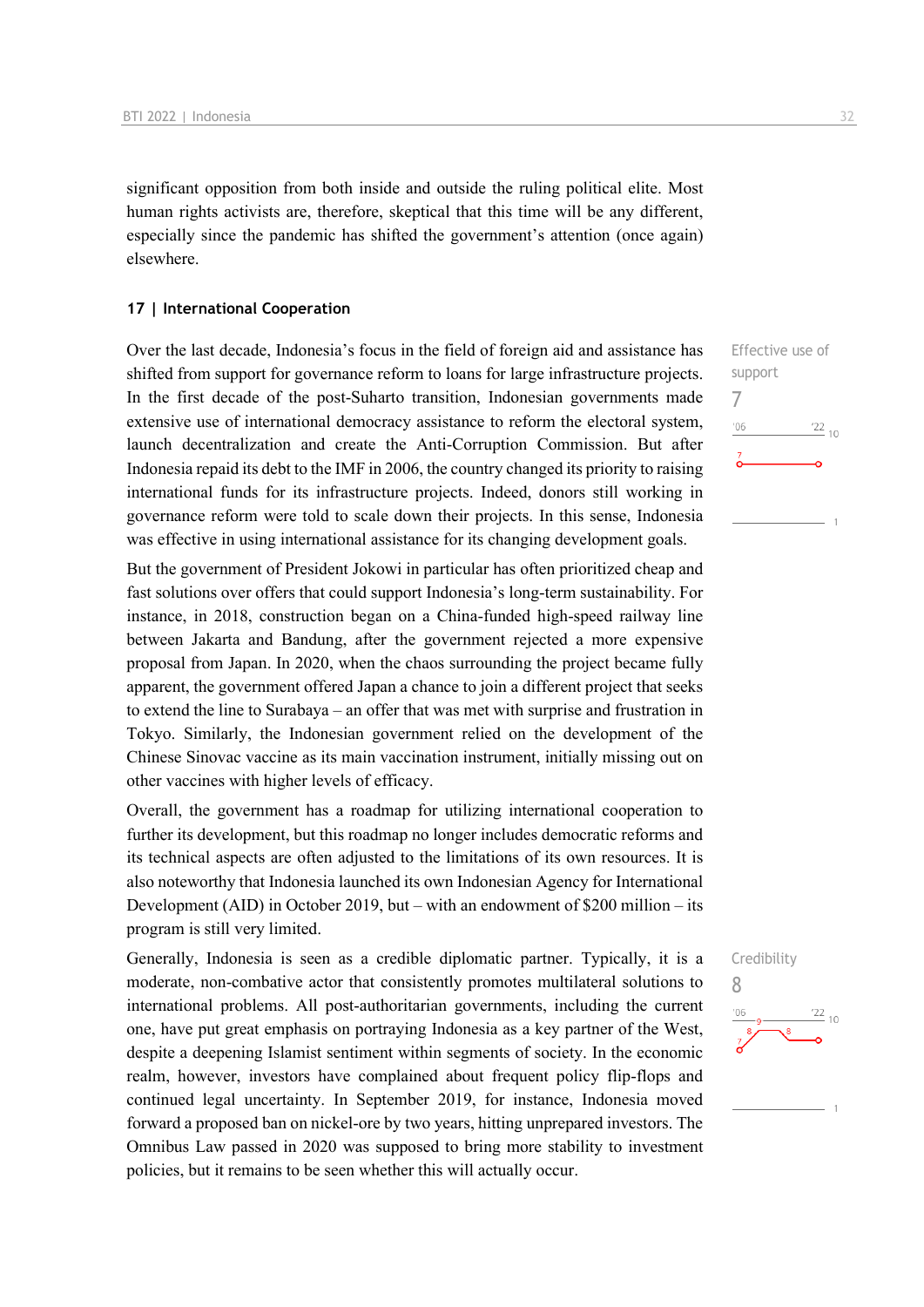significant opposition from both inside and outside the ruling political elite. Most human rights activists are, therefore, skeptical that this time will be any different, especially since the pandemic has shifted the government's attention (once again) elsewhere.

### 17 | International Cooperation

Effective use of support
7

Over the last decade, Indonesia's focus in the field of foreign aid and assistance has shifted from support for governance reform to loans for large infrastructure projects. In the first decade of the post-Suharto transition, Indonesian governments made extensive use of international democracy assistance to reform the electoral system, launch decentralization and create the Anti-Corruption Commission. But after Indonesia repaid its debt to the IMF in 2006, the country changed its priority to raising international funds for its infrastructure projects. Indeed, donors still working in governance reform were told to scale down their projects. In this sense, Indonesia was effective in using international assistance for its changing development goals.

But the government of President Jokowi in particular has often prioritized cheap and fast solutions over offers that could support Indonesia's long-term sustainability. For instance, in 2018, construction began on a China-funded high-speed railway line between Jakarta and Bandung, after the government rejected a more expensive proposal from Japan. In 2020, when the chaos surrounding the project became fully apparent, the government offered Japan a chance to join a different project that seeks to extend the line to Surabaya – an offer that was met with surprise and frustration in Tokyo. Similarly, the Indonesian government relied on the development of the Chinese Sinovac vaccine as its main vaccination instrument, initially missing out on other vaccines with higher levels of efficacy.

Overall, the government has a roadmap for utilizing international cooperation to further its development, but this roadmap no longer includes democratic reforms and its technical aspects are often adjusted to the limitations of its own resources. It is also noteworthy that Indonesia launched its own Indonesian Agency for International Development (AID) in October 2019, but – with an endowment of $200 million – its program is still very limited.

Credibility
8

Generally, Indonesia is seen as a credible diplomatic partner. Typically, it is a moderate, non-combative actor that consistently promotes multilateral solutions to international problems. All post-authoritarian governments, including the current one, have put great emphasis on portraying Indonesia as a key partner of the West, despite a deepening Islamist sentiment within segments of society. In the economic realm, however, investors have complained about frequent policy flip-flops and continued legal uncertainty. In September 2019, for instance, Indonesia moved forward a proposed ban on nickel-ore by two years, hitting unprepared investors. The Omnibus Law passed in 2020 was supposed to bring more stability to investment policies, but it remains to be seen whether this will actually occur.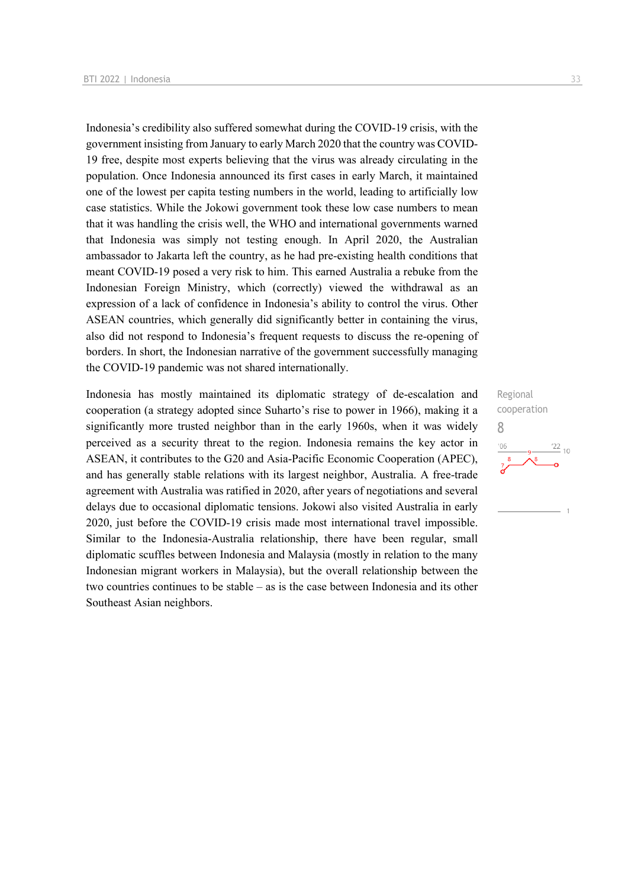Indonesia's credibility also suffered somewhat during the COVID-19 crisis, with the government insisting from January to early March 2020 that the country was COVID-19 free, despite most experts believing that the virus was already circulating in the population. Once Indonesia announced its first cases in early March, it maintained one of the lowest per capita testing numbers in the world, leading to artificially low case statistics. While the Jokowi government took these low case numbers to mean that it was handling the crisis well, the WHO and international governments warned that Indonesia was simply not testing enough. In April 2020, the Australian ambassador to Jakarta left the country, as he had pre-existing health conditions that meant COVID-19 posed a very risk to him. This earned Australia a rebuke from the Indonesian Foreign Ministry, which (correctly) viewed the withdrawal as an expression of a lack of confidence in Indonesia's ability to control the virus. Other ASEAN countries, which generally did significantly better in containing the virus, also did not respond to Indonesia's frequent requests to discuss the re-opening of borders. In short, the Indonesian narrative of the government successfully managing the COVID-19 pandemic was not shared internationally.

Regional cooperation
8

Indonesia has mostly maintained its diplomatic strategy of de-escalation and cooperation (a strategy adopted since Suharto's rise to power in 1966), making it a significantly more trusted neighbor than in the early 1960s, when it was widely perceived as a security threat to the region. Indonesia remains the key actor in ASEAN, it contributes to the G20 and Asia-Pacific Economic Cooperation (APEC), and has generally stable relations with its largest neighbor, Australia. A free-trade agreement with Australia was ratified in 2020, after years of negotiations and several delays due to occasional diplomatic tensions. Jokowi also visited Australia in early 2020, just before the COVID-19 crisis made most international travel impossible. Similar to the Indonesia-Australia relationship, there have been regular, small diplomatic scuffles between Indonesia and Malaysia (mostly in relation to the many Indonesian migrant workers in Malaysia), but the overall relationship between the two countries continues to be stable – as is the case between Indonesia and its other Southeast Asian neighbors.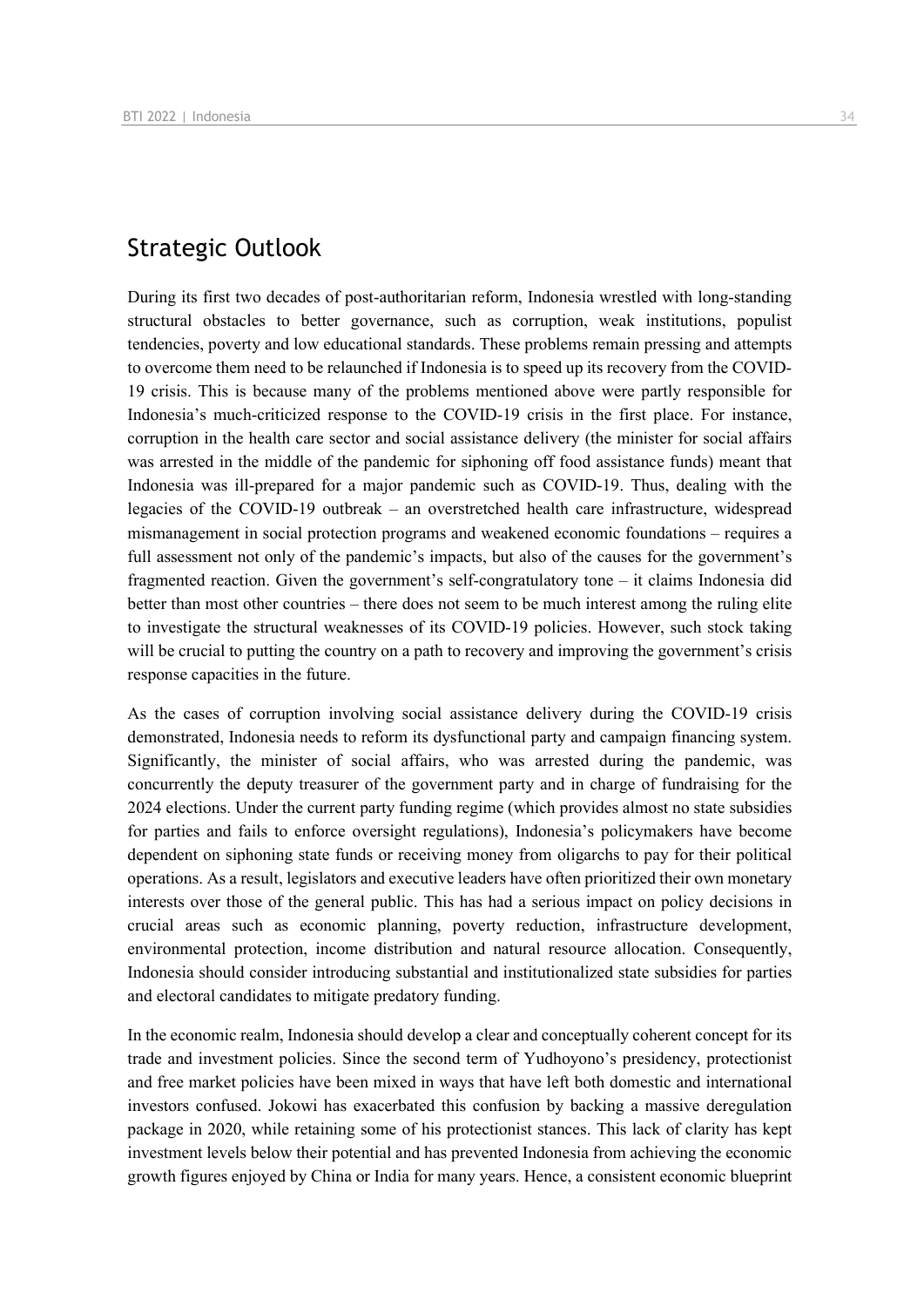## Strategic Outlook

During its first two decades of post-authoritarian reform, Indonesia wrestled with long-standing structural obstacles to better governance, such as corruption, weak institutions, populist tendencies, poverty and low educational standards. These problems remain pressing and attempts to overcome them need to be relaunched if Indonesia is to speed up its recovery from the COVID-19 crisis. This is because many of the problems mentioned above were partly responsible for Indonesia's much-criticized response to the COVID-19 crisis in the first place. For instance, corruption in the health care sector and social assistance delivery (the minister for social affairs was arrested in the middle of the pandemic for siphoning off food assistance funds) meant that Indonesia was ill-prepared for a major pandemic such as COVID-19. Thus, dealing with the legacies of the COVID-19 outbreak – an overstretched health care infrastructure, widespread mismanagement in social protection programs and weakened economic foundations – requires a full assessment not only of the pandemic's impacts, but also of the causes for the government's fragmented reaction. Given the government's self-congratulatory tone – it claims Indonesia did better than most other countries – there does not seem to be much interest among the ruling elite to investigate the structural weaknesses of its COVID-19 policies. However, such stock taking will be crucial to putting the country on a path to recovery and improving the government's crisis response capacities in the future.

As the cases of corruption involving social assistance delivery during the COVID-19 crisis demonstrated, Indonesia needs to reform its dysfunctional party and campaign financing system. Significantly, the minister of social affairs, who was arrested during the pandemic, was concurrently the deputy treasurer of the government party and in charge of fundraising for the 2024 elections. Under the current party funding regime (which provides almost no state subsidies for parties and fails to enforce oversight regulations), Indonesia's policymakers have become dependent on siphoning state funds or receiving money from oligarchs to pay for their political operations. As a result, legislators and executive leaders have often prioritized their own monetary interests over those of the general public. This has had a serious impact on policy decisions in crucial areas such as economic planning, poverty reduction, infrastructure development, environmental protection, income distribution and natural resource allocation. Consequently, Indonesia should consider introducing substantial and institutionalized state subsidies for parties and electoral candidates to mitigate predatory funding.

In the economic realm, Indonesia should develop a clear and conceptually coherent concept for its trade and investment policies. Since the second term of Yudhoyono's presidency, protectionist and free market policies have been mixed in ways that have left both domestic and international investors confused. Jokowi has exacerbated this confusion by backing a massive deregulation package in 2020, while retaining some of his protectionist stances. This lack of clarity has kept investment levels below their potential and has prevented Indonesia from achieving the economic growth figures enjoyed by China or India for many years. Hence, a consistent economic blueprint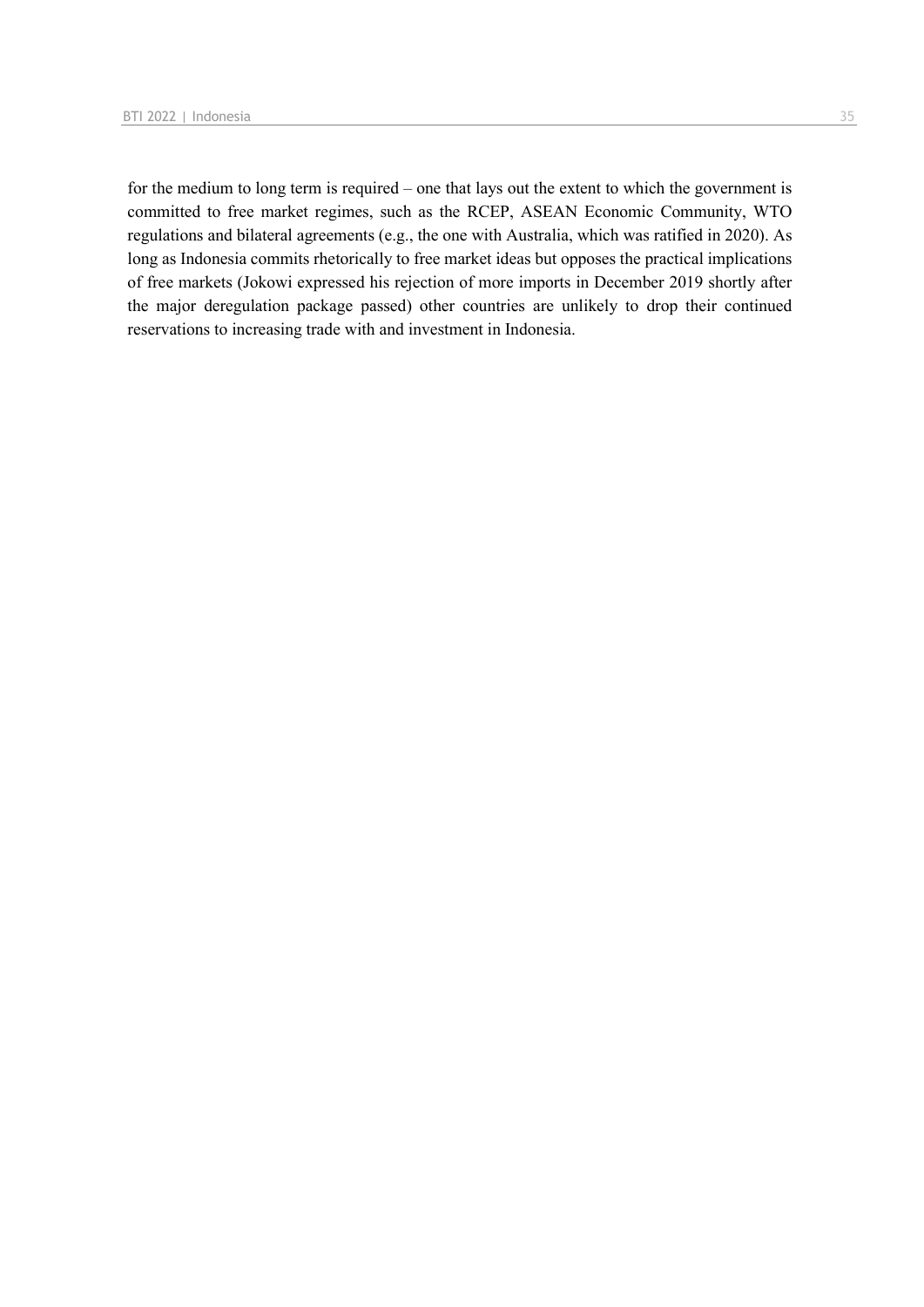for the medium to long term is required – one that lays out the extent to which the government is committed to free market regimes, such as the RCEP, ASEAN Economic Community, WTO regulations and bilateral agreements (e.g., the one with Australia, which was ratified in 2020). As long as Indonesia commits rhetorically to free market ideas but opposes the practical implications of free markets (Jokowi expressed his rejection of more imports in December 2019 shortly after the major deregulation package passed) other countries are unlikely to drop their continued reservations to increasing trade with and investment in Indonesia.